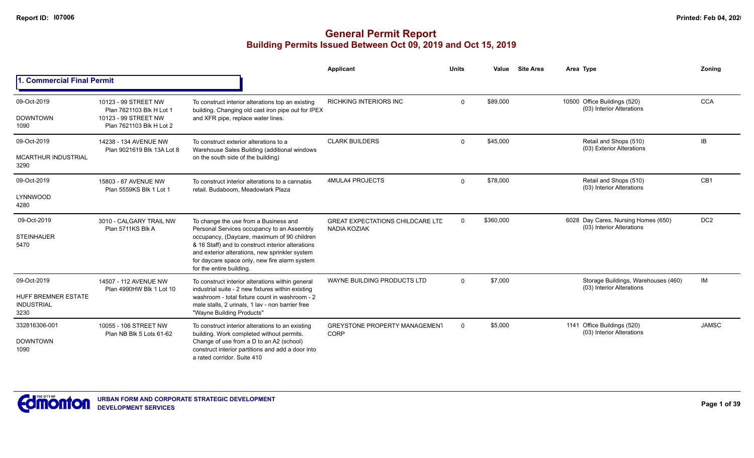# General Permit Report

## Building Permits Issued Between Oct 09, 2019 and Oct 15, 2019

Report ID: I07006

### 1. Commercial Final Permit

| Date / Neighbourhood | Address / Legal | Description | Applicant | Units | Value | Site Area | Area | Type | Zoning |
|---|---|---|---|---|---|---|---|---|---|
| 09-Oct-2019 DOWNTOWN 1090 | 10123 - 99 STREET NW Plan 7621103 Blk H Lot 1 10123 - 99 STREET NW Plan 7621103 Blk H Lot 2 | To construct interior alterations top an existing building. Changing old cast iron pipe out for IPEX and XFR pipe, replace water lines. | RICHKING INTERIORS INC | 0 | $89,000 | | 10500 | Office Buildings (520) (03) Interior Alterations | CCA |
| 09-Oct-2019 MCARTHUR INDUSTRIAL 3290 | 14238 - 134 AVENUE NW Plan 9021619 Blk 13A Lot 8 | To construct exterior alterations to a Warehouse Sales Building (additional windows on the south side of the building) | CLARK BUILDERS | 0 | $45,000 | | | Retail and Shops (510) (03) Exterior Alterations | IB |
| 09-Oct-2019 LYNNWOOD 4280 | 15803 - 87 AVENUE NW Plan 5559KS Blk 1 Lot 1 | To construct interior alterations to a cannabis retail. Budaboom, Meadowlark Plaza | 4MULA4 PROJECTS | 0 | $78,000 | | | Retail and Shops (510) (03) Interior Alterations | CB1 |
| 09-Oct-2019 STEINHAUER 5470 | 3010 - CALGARY TRAIL NW Plan 5711KS Blk A | To change the use from a Business and Personal Services occupancy to an Assembly occupancy, (Daycare, maximum of 90 children & 16 Staff) and to construct interior alterations and exterior alterations, new sprinkler system for daycare space only, new fire alarm system for the entire building. | GREAT EXPECTATIONS CHILDCARE LTD NADIA KOZIAK | 0 | $360,000 | | 6028 | Day Cares, Nursing Homes (650) (03) Interior Alterations | DC2 |
| 09-Oct-2019 HUFF BREMNER ESTATE INDUSTRIAL 3230 | 14507 - 112 AVENUE NW Plan 4990HW Blk 1 Lot 10 | To construct interior alterations within general industrial suite - 2 new fixtures within existing washroom - total fixture count in washroom - 2 male stalls, 2 urinals, 1 lav - non barrier free "Wayne Building Products" | WAYNE BUILDING PRODUCTS LTD | 0 | $7,000 | | | Storage Buildings, Warehouses (460) (03) Interior Alterations | IM |
| 332816306-001 DOWNTOWN 1090 | 10055 - 106 STREET NW Plan NB Blk 5 Lots 61-62 | To construct interior alterations to an existing building. Work completed without permits. Change of use from a D to an A2 (school) construct interior partitions and add a door into a rated corridor. Suite 410 | GREYSTONE PROPERTY MANAGEMENT CORP | 0 | $5,000 | | 1141 | Office Buildings (520) (03) Interior Alterations | JAMSC |

URBAN FORM AND CORPORATE STRATEGIC DEVELOPMENT
DEVELOPMENT SERVICES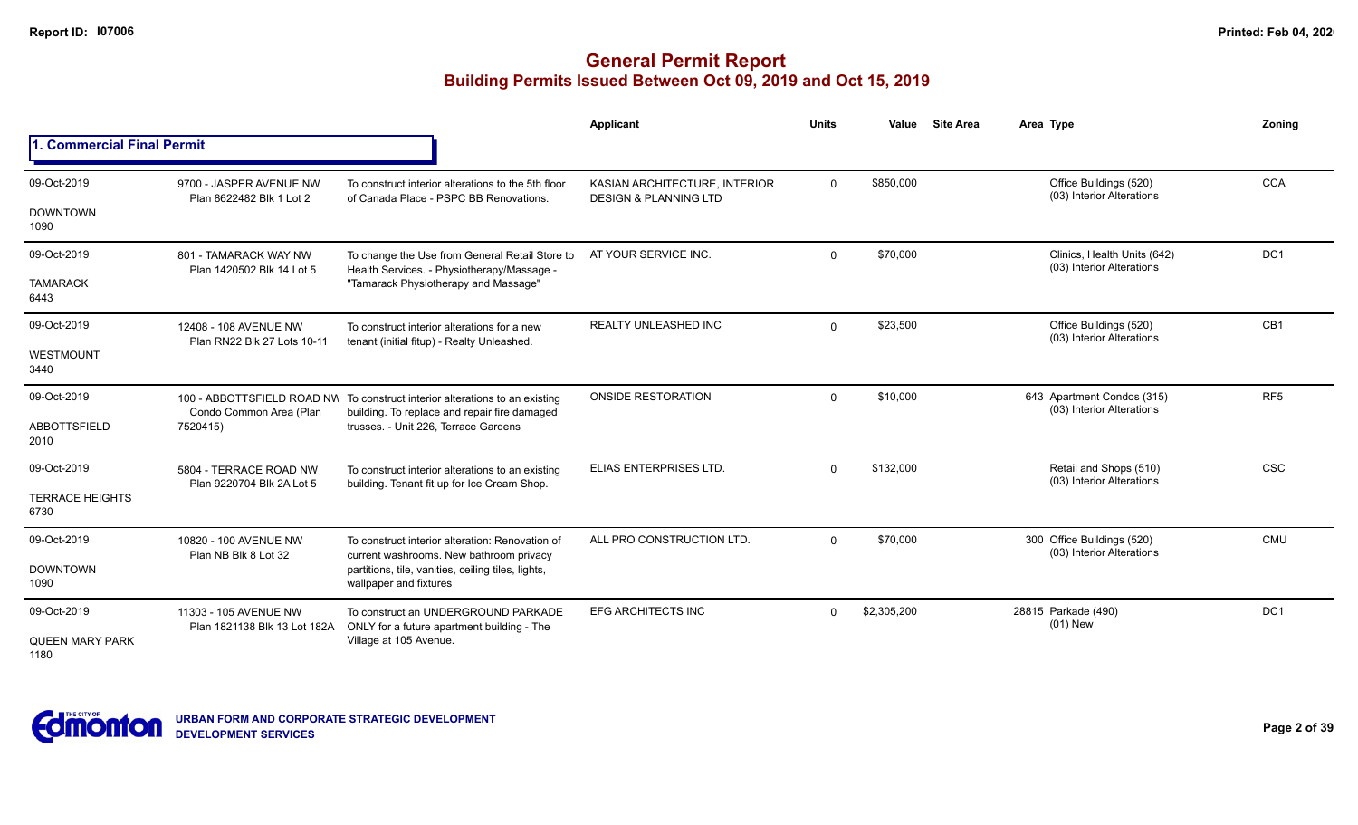# General Permit Report

## Building Permits Issued Between Oct 09, 2019 and Oct 15, 2019

### 1. Commercial Final Permit

| Date / Neighbourhood | Address / Legal | Description | Applicant | Units | Value | Site Area | Area | Type | Zoning |
|---|---|---|---|---|---|---|---|---|---|
| 09-Oct-2019<br>DOWNTOWN<br>1090 | 9700 - JASPER AVENUE NW<br>Plan 8622482 Blk 1 Lot 2 | To construct interior alterations to the 5th floor of Canada Place - PSPC BB Renovations. | KASIAN ARCHITECTURE, INTERIOR DESIGN & PLANNING LTD | 0 | $850,000 | | | Office Buildings (520)<br>(03) Interior Alterations | CCA |
| 09-Oct-2019<br>TAMARACK<br>6443 | 801 - TAMARACK WAY NW<br>Plan 1420502 Blk 14 Lot 5 | To change the Use from General Retail Store to Health Services. - Physiotherapy/Massage - "Tamarack Physiotherapy and Massage" | AT YOUR SERVICE INC. | 0 | $70,000 | | | Clinics, Health Units (642)<br>(03) Interior Alterations | DC1 |
| 09-Oct-2019<br>WESTMOUNT<br>3440 | 12408 - 108 AVENUE NW<br>Plan RN22 Blk 27 Lots 10-11 | To construct interior alterations for a new tenant (initial fitup) - Realty Unleashed. | REALTY UNLEASHED INC | 0 | $23,500 | | | Office Buildings (520)<br>(03) Interior Alterations | CB1 |
| 09-Oct-2019<br>ABBOTTSFIELD<br>2010 | 100 - ABBOTTSFIELD ROAD NW<br>Condo Common Area (Plan 7520415) | To construct interior alterations to an existing building. To replace and repair fire damaged trusses. - Unit 226, Terrace Gardens | ONSIDE RESTORATION | 0 | $10,000 | | 643 | Apartment Condos (315)<br>(03) Interior Alterations | RF5 |
| 09-Oct-2019<br>TERRACE HEIGHTS<br>6730 | 5804 - TERRACE ROAD NW<br>Plan 9220704 Blk 2A Lot 5 | To construct interior alterations to an existing building. Tenant fit up for Ice Cream Shop. | ELIAS ENTERPRISES LTD. | 0 | $132,000 | | | Retail and Shops (510)<br>(03) Interior Alterations | CSC |
| 09-Oct-2019<br>DOWNTOWN<br>1090 | 10820 - 100 AVENUE NW<br>Plan NB Blk 8 Lot 32 | To construct interior alteration: Renovation of current washrooms. New bathroom privacy partitions, tile, vanities, ceiling tiles, lights, wallpaper and fixtures | ALL PRO CONSTRUCTION LTD. | 0 | $70,000 | | 300 | Office Buildings (520)<br>(03) Interior Alterations | CMU |
| 09-Oct-2019<br>QUEEN MARY PARK<br>1180 | 11303 - 105 AVENUE NW<br>Plan 1821138 Blk 13 Lot 182A | To construct an UNDERGROUND PARKADE ONLY for a future apartment building - The Village at 105 Avenue. | EFG ARCHITECTS INC | 0 | $2,305,200 | | 28815 | Parkade (490)<br>(01) New | DC1 |

URBAN FORM AND CORPORATE STRATEGIC DEVELOPMENT
DEVELOPMENT SERVICES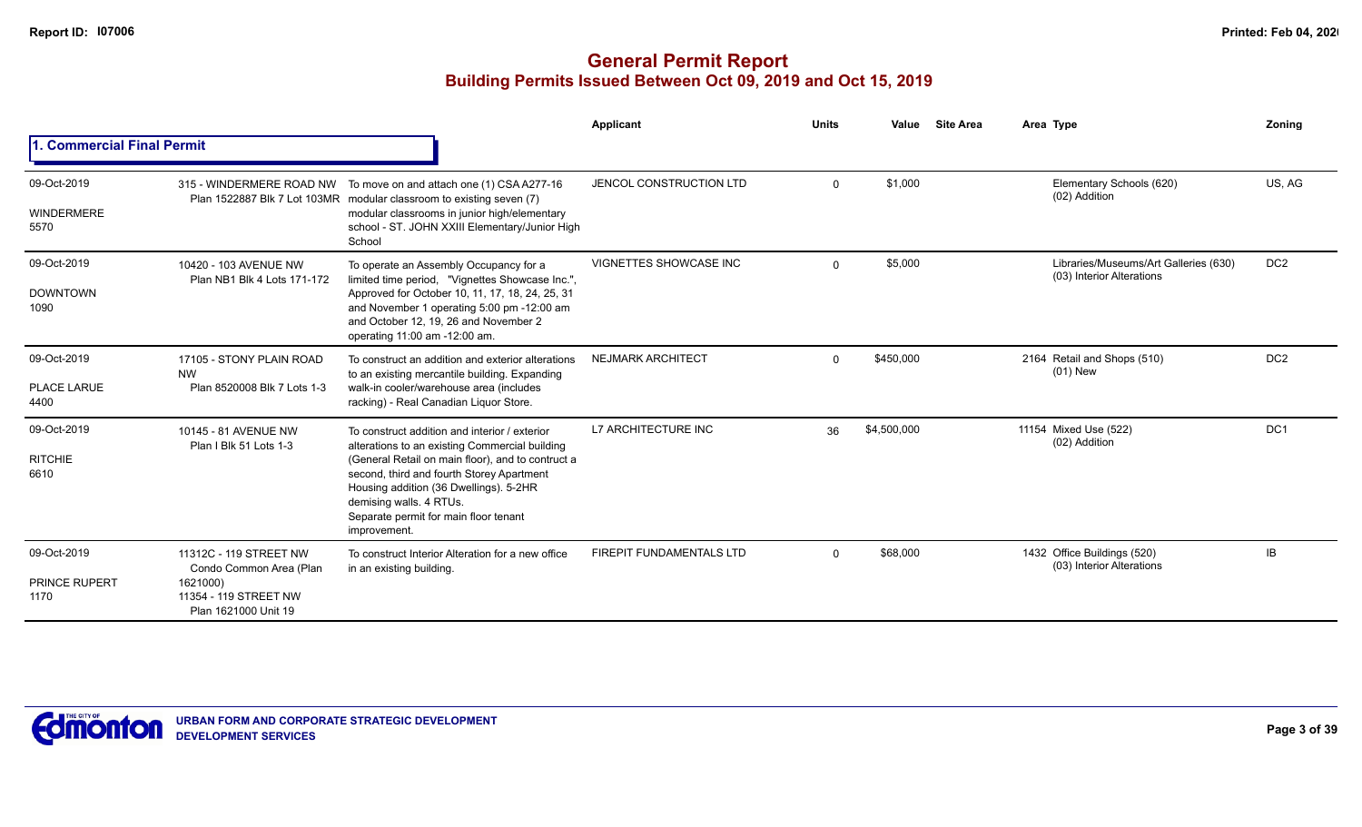# General Permit Report

## Building Permits Issued Between Oct 09, 2019 and Oct 15, 2019

### 1. Commercial Final Permit

| Date / Neighbourhood | Address | Description | Applicant | Units | Value | Site Area | Area Type | Zoning |
|---|---|---|---|---|---|---|---|---|
| 09-Oct-2019<br>WINDERMERE<br>5570 | 315 - WINDERMERE ROAD NW<br>Plan 1522887 Blk 7 Lot 103MR | To move on and attach one (1) CSA A277-16 modular classroom to existing seven (7) modular classrooms in junior high/elementary school - ST. JOHN XXIII Elementary/Junior High School | JENCOL CONSTRUCTION LTD | 0 | $1,000 | | Elementary Schools (620)<br>(02) Addition | US, AG |
| 09-Oct-2019<br>DOWNTOWN<br>1090 | 10420 - 103 AVENUE NW<br>Plan NB1 Blk 4 Lots 171-172 | To operate an Assembly Occupancy for a limited time period, "Vignettes Showcase Inc.", Approved for October 10, 11, 17, 18, 24, 25, 31 and November 1 operating 5:00 pm -12:00 am and October 12, 19, 26 and November 2 operating 11:00 am -12:00 am. | VIGNETTES SHOWCASE INC | 0 | $5,000 | | Libraries/Museums/Art Galleries (630)<br>(03) Interior Alterations | DC2 |
| 09-Oct-2019<br>PLACE LARUE<br>4400 | 17105 - STONY PLAIN ROAD NW<br>Plan 8520008 Blk 7 Lots 1-3 | To construct an addition and exterior alterations to an existing mercantile building. Expanding walk-in cooler/warehouse area (includes racking) - Real Canadian Liquor Store. | NEJMARK ARCHITECT | 0 | $450,000 | 2164 | Retail and Shops (510)<br>(01) New | DC2 |
| 09-Oct-2019<br>RITCHIE<br>6610 | 10145 - 81 AVENUE NW<br>Plan I Blk 51 Lots 1-3 | To construct addition and interior / exterior alterations to an existing Commercial building (General Retail on main floor), and to contruct a second, third and fourth Storey Apartment Housing addition (36 Dwellings). 5-2HR demising walls. 4 RTUs.<br>Separate permit for main floor tenant improvement. | L7 ARCHITECTURE INC | 36 | $4,500,000 | 11154 | Mixed Use (522)<br>(02) Addition | DC1 |
| 09-Oct-2019<br>PRINCE RUPERT<br>1170 | 11312C - 119 STREET NW<br>Condo Common Area (Plan 1621000)<br>11354 - 119 STREET NW<br>Plan 1621000 Unit 19 | To construct Interior Alteration for a new office in an existing building. | FIREPIT FUNDAMENTALS LTD | 0 | $68,000 | 1432 | Office Buildings (520)<br>(03) Interior Alterations | IB |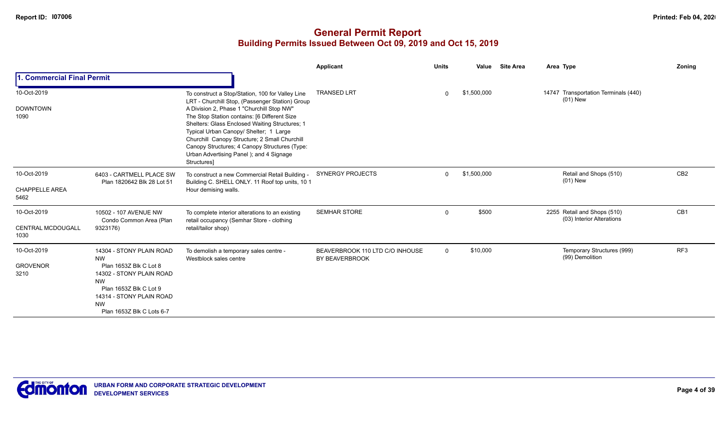# General Permit Report

## Building Permits Issued Between Oct 09, 2019 and Oct 15, 2019

| | | | Applicant | Units | Value | Site Area | Area | Type | Zoning |
|---|---|---|---|---|---|---|---|---|---|
| **1. Commercial Final Permit** | | | | | | | | | |
| 10-Oct-2019<br>DOWNTOWN<br>1090 | | To construct a Stop/Station, 100 for Valley Line LRT - Churchill Stop, (Passenger Station) Group A Division 2, Phase 1 "Churchill Stop NW" The Stop Station contains: [6 Different Size Shelters: Glass Enclosed Waiting Structures; 1 Typical Urban Canopy/ Shelter; 1 Large Churchill Canopy Structure; 2 Small Churchill Canopy Structures; 4 Canopy Structures (Type: Urban Advertising Panel ); and 4 Signage Structures] | TRANSED LRT | 0 | $1,500,000 | | 14747 | Transportation Terminals (440)<br>(01) New | |
| 10-Oct-2019<br>CHAPPELLE AREA<br>5462 | 6403 - CARTMELL PLACE SW<br>Plan 1820642 Blk 28 Lot 51 | To construct a new Commercial Retail Building - Building C. SHELL ONLY. 11 Roof top units, 10 1 Hour demising walls. | SYNERGY PROJECTS | 0 | $1,500,000 | | | Retail and Shops (510)<br>(01) New | CB2 |
| 10-Oct-2019<br>CENTRAL MCDOUGALL<br>1030 | 10502 - 107 AVENUE NW<br>Condo Common Area (Plan 9323176) | To complete interior alterations to an existing retail occupancy (Semhar Store - clothing retail/tailor shop) | SEMHAR STORE | 0 | $500 | | 2255 | Retail and Shops (510)<br>(03) Interior Alterations | CB1 |
| 10-Oct-2019<br>GROVENOR<br>3210 | 14304 - STONY PLAIN ROAD NW<br>Plan 1653Z Blk C Lot 8<br>14302 - STONY PLAIN ROAD NW<br>Plan 1653Z Blk C Lot 9<br>14314 - STONY PLAIN ROAD NW<br>Plan 1653Z Blk C Lots 6-7 | To demolish a temporary sales centre - Westblock sales centre | BEAVERBROOK 110 LTD C/O INHOUSE BY BEAVERBROOK | 0 | $10,000 | | | Temporary Structures (999)<br>(99) Demolition | RF3 |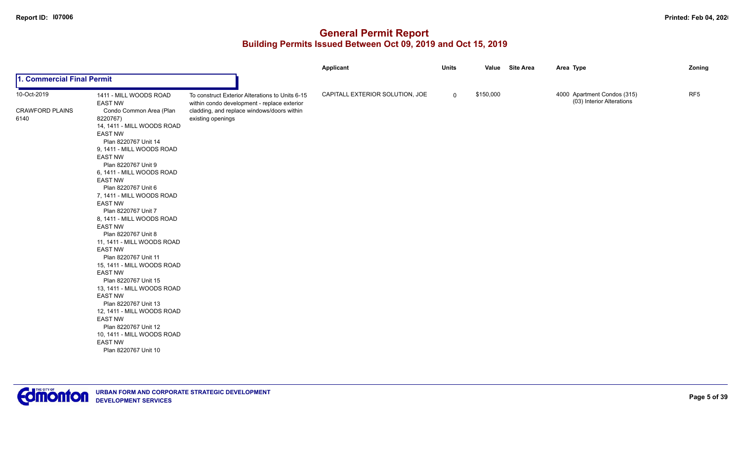# General Permit Report

## Building Permits Issued Between Oct 09, 2019 and Oct 15, 2019

### 1. Commercial Final Permit

| Date / Neighbourhood | Address | Description | Applicant | Units | Value | Site Area | Area Type | Zoning |
|---|---|---|---|---|---|---|---|---|
| 10-Oct-2019<br>CRAWFORD PLAINS<br>6140 | 1411 - MILL WOODS ROAD EAST NW<br>Condo Common Area (Plan 8220767)<br>14, 1411 - MILL WOODS ROAD EAST NW<br>Plan 8220767 Unit 14<br>9, 1411 - MILL WOODS ROAD EAST NW<br>Plan 8220767 Unit 9<br>6, 1411 - MILL WOODS ROAD EAST NW<br>Plan 8220767 Unit 6<br>7, 1411 - MILL WOODS ROAD EAST NW<br>Plan 8220767 Unit 7<br>8, 1411 - MILL WOODS ROAD EAST NW<br>Plan 8220767 Unit 8<br>11, 1411 - MILL WOODS ROAD EAST NW<br>Plan 8220767 Unit 11<br>15, 1411 - MILL WOODS ROAD EAST NW<br>Plan 8220767 Unit 15<br>13, 1411 - MILL WOODS ROAD EAST NW<br>Plan 8220767 Unit 13<br>12, 1411 - MILL WOODS ROAD EAST NW<br>Plan 8220767 Unit 12<br>10, 1411 - MILL WOODS ROAD EAST NW<br>Plan 8220767 Unit 10 | To construct Exterior Alterations to Units 6-15 within condo development - replace exterior cladding, and replace windows/doors within existing openings | CAPITALL EXTERIOR SOLUTION, JOE | 0 | $150,000 | | 4000 Apartment Condos (315)<br>(03) Interior Alterations | RF5 |

URBAN FORM AND CORPORATE STRATEGIC DEVELOPMENT
DEVELOPMENT SERVICES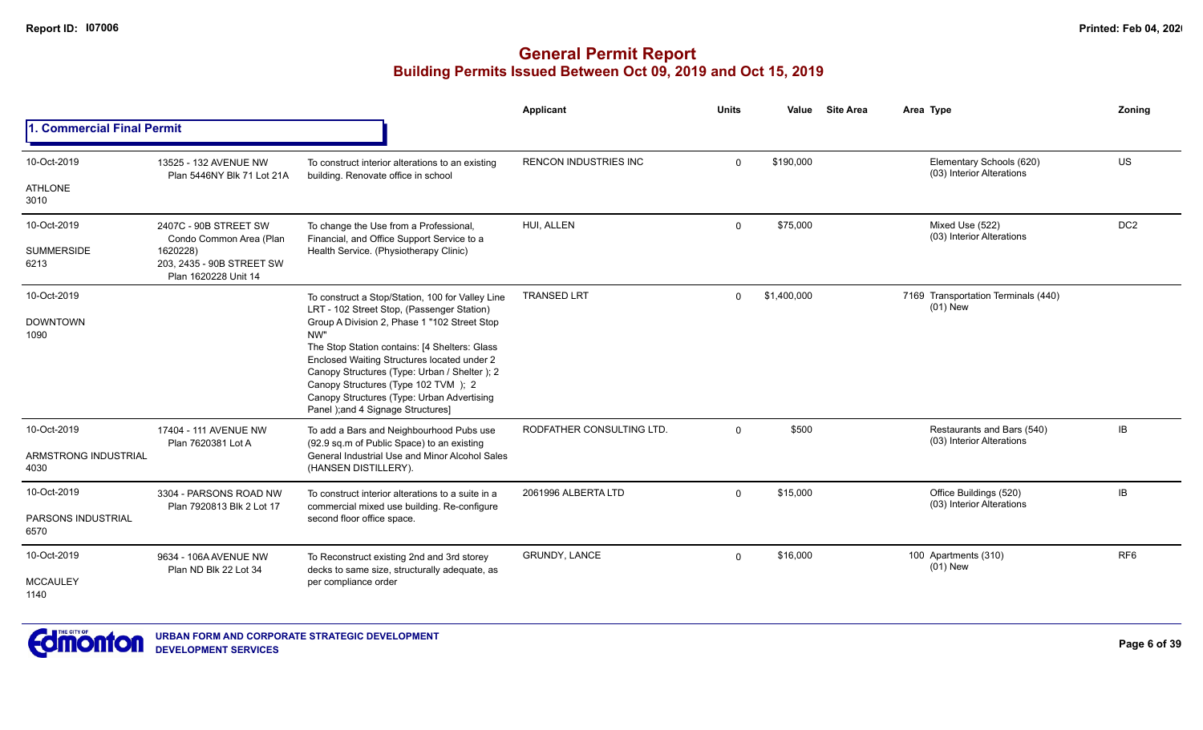# General Permit Report

## Building Permits Issued Between Oct 09, 2019 and Oct 15, 2019

### 1. Commercial Final Permit

| Date / Neighbourhood | Address | Description | Applicant | Units | Value | Site Area | Area Type | Zoning |
|---|---|---|---|---|---|---|---|---|
| 10-Oct-2019<br>ATHLONE<br>3010 | 13525 - 132 AVENUE NW<br>Plan 5446NY Blk 71 Lot 21A | To construct interior alterations to an existing building. Renovate office in school | RENCON INDUSTRIES INC | 0 | $190,000 | | Elementary Schools (620)<br>(03) Interior Alterations | US |
| 10-Oct-2019<br>SUMMERSIDE<br>6213 | 2407C - 90B STREET SW<br>Condo Common Area (Plan 1620228)<br>203, 2435 - 90B STREET SW<br>Plan 1620228 Unit 14 | To change the Use from a Professional, Financial, and Office Support Service to a Health Service. (Physiotherapy Clinic) | HUI, ALLEN | 0 | $75,000 | | Mixed Use (522)<br>(03) Interior Alterations | DC2 |
| 10-Oct-2019<br>DOWNTOWN<br>1090 | | To construct a Stop/Station, 100 for Valley Line LRT - 102 Street Stop, (Passenger Station) Group A Division 2, Phase 1 "102 Street Stop NW"<br>The Stop Station contains: [4 Shelters: Glass Enclosed Waiting Structures located under 2 Canopy Structures (Type: Urban / Shelter ); 2 Canopy Structures (Type 102 TVM ); 2 Canopy Structures (Type: Urban Advertising Panel );and 4 Signage Structures] | TRANSED LRT | 0 | $1,400,000 | | 7169 Transportation Terminals (440)<br>(01) New | |
| 10-Oct-2019<br>ARMSTRONG INDUSTRIAL<br>4030 | 17404 - 111 AVENUE NW<br>Plan 7620381 Lot A | To add a Bars and Neighbourhood Pubs use (92.9 sq.m of Public Space) to an existing General Industrial Use and Minor Alcohol Sales (HANSEN DISTILLERY). | RODFATHER CONSULTING LTD. | 0 | $500 | | Restaurants and Bars (540)<br>(03) Interior Alterations | IB |
| 10-Oct-2019<br>PARSONS INDUSTRIAL<br>6570 | 3304 - PARSONS ROAD NW<br>Plan 7920813 Blk 2 Lot 17 | To construct interior alterations to a suite in a commercial mixed use building. Re-configure second floor office space. | 2061996 ALBERTA LTD | 0 | $15,000 | | Office Buildings (520)<br>(03) Interior Alterations | IB |
| 10-Oct-2019<br>MCCAULEY<br>1140 | 9634 - 106A AVENUE NW<br>Plan ND Blk 22 Lot 34 | To Reconstruct existing 2nd and 3rd storey decks to same size, structurally adequate, as per compliance order | GRUNDY, LANCE | 0 | $16,000 | | 100 Apartments (310)<br>(01) New | RF6 |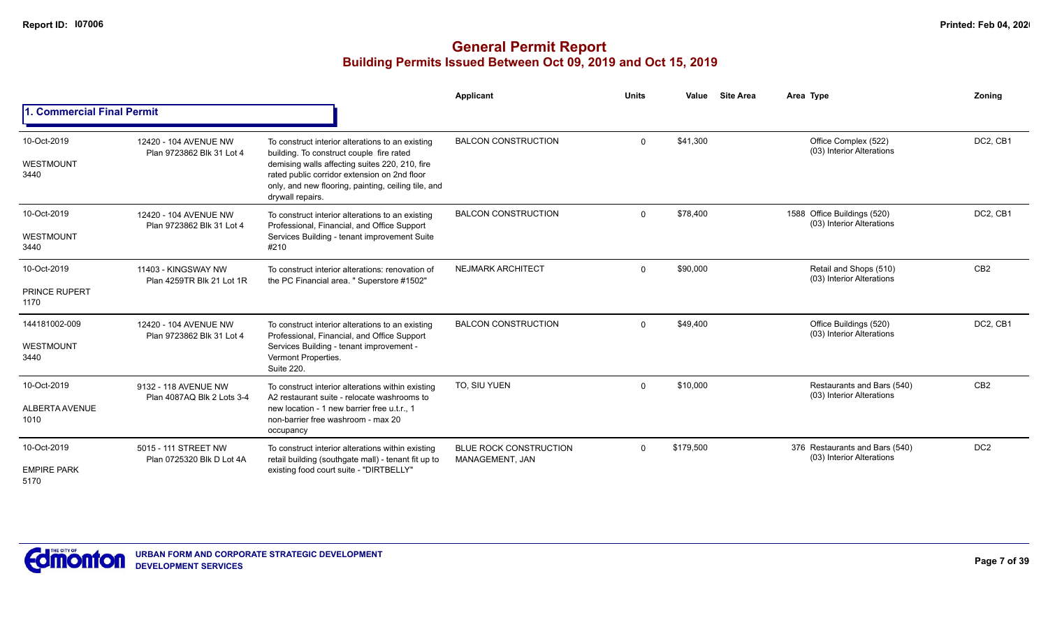# General Permit Report

## Building Permits Issued Between Oct 09, 2019 and Oct 15, 2019

### 1. Commercial Final Permit

| | | | Applicant | Units | Value | Site Area | Area Type | Zoning |
|---|---|---|---|---|---|---|---|---|
| 10-Oct-2019<br>WESTMOUNT<br>3440 | 12420 - 104 AVENUE NW<br>Plan 9723862 Blk 31 Lot 4 | To construct interior alterations to an existing building. To construct couple fire rated demising walls affecting suites 220, 210, fire rated public corridor extension on 2nd floor only, and new flooring, painting, ceiling tile, and drywall repairs. | BALCON CONSTRUCTION | 0 | $41,300 | | Office Complex (522)<br>(03) Interior Alterations | DC2, CB1 |
| 10-Oct-2019<br>WESTMOUNT<br>3440 | 12420 - 104 AVENUE NW<br>Plan 9723862 Blk 31 Lot 4 | To construct interior alterations to an existing Professional, Financial, and Office Support Services Building - tenant improvement Suite #210 | BALCON CONSTRUCTION | 0 | $78,400 | | 1588 Office Buildings (520)<br>(03) Interior Alterations | DC2, CB1 |
| 10-Oct-2019<br>PRINCE RUPERT<br>1170 | 11403 - KINGSWAY NW<br>Plan 4259TR Blk 21 Lot 1R | To construct interior alterations: renovation of the PC Financial area. " Superstore #1502" | NEJMARK ARCHITECT | 0 | $90,000 | | Retail and Shops (510)<br>(03) Interior Alterations | CB2 |
| 144181002-009<br>WESTMOUNT<br>3440 | 12420 - 104 AVENUE NW<br>Plan 9723862 Blk 31 Lot 4 | To construct interior alterations to an existing Professional, Financial, and Office Support Services Building - tenant improvement - Vermont Properties.<br>Suite 220. | BALCON CONSTRUCTION | 0 | $49,400 | | Office Buildings (520)<br>(03) Interior Alterations | DC2, CB1 |
| 10-Oct-2019<br>ALBERTA AVENUE<br>1010 | 9132 - 118 AVENUE NW<br>Plan 4087AQ Blk 2 Lots 3-4 | To construct interior alterations within existing A2 restaurant suite - relocate washrooms to new location - 1 new barrier free u.t.r., 1 non-barrier free washroom - max 20 occupancy | TO, SIU YUEN | 0 | $10,000 | | Restaurants and Bars (540)<br>(03) Interior Alterations | CB2 |
| 10-Oct-2019<br>EMPIRE PARK<br>5170 | 5015 - 111 STREET NW<br>Plan 0725320 Blk D Lot 4A | To construct interior alterations within existing retail building (southgate mall) - tenant fit up to existing food court suite - "DIRTBELLY" | BLUE ROCK CONSTRUCTION MANAGEMENT, JAN | 0 | $179,500 | | 376 Restaurants and Bars (540)<br>(03) Interior Alterations | DC2 |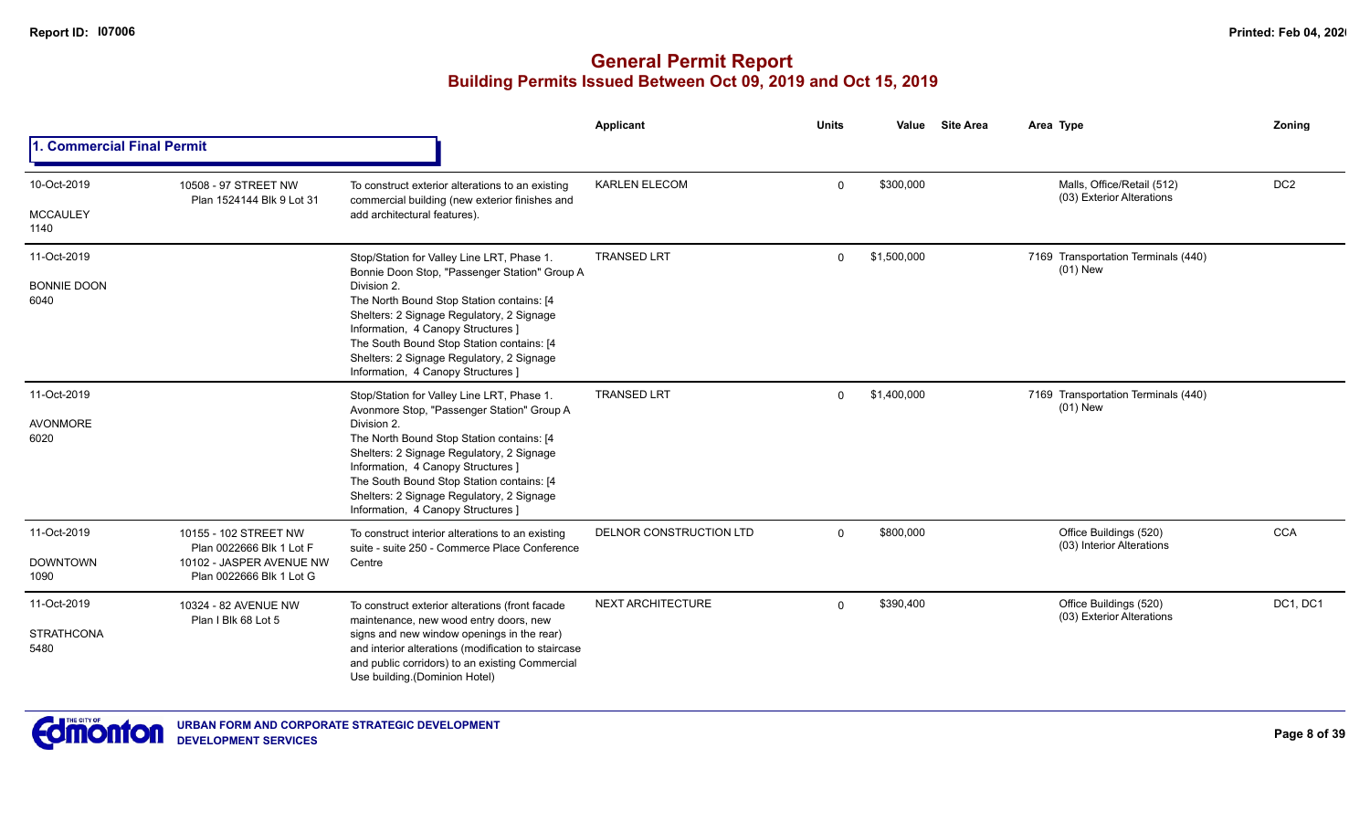# General Permit Report

## Building Permits Issued Between Oct 09, 2019 and Oct 15, 2019

### 1. Commercial Final Permit

| Date / Neighbourhood | Address / Legal | Description | Applicant | Units | Value | Site Area | Area Type | Zoning |
|---|---|---|---|---|---|---|---|---|
| 10-Oct-2019<br>MCCAULEY<br>1140 | 10508 - 97 STREET NW<br>Plan 1524144 Blk 9 Lot 31 | To construct exterior alterations to an existing commercial building (new exterior finishes and add architectural features). | KARLEN ELECOM | 0 | $300,000 | | Malls, Office/Retail (512)<br>(03) Exterior Alterations | DC2 |
| 11-Oct-2019<br>BONNIE DOON<br>6040 | | Stop/Station for Valley Line LRT, Phase 1. Bonnie Doon Stop, "Passenger Station" Group A Division 2.<br>The North Bound Stop Station contains: [4 Shelters: 2 Signage Regulatory, 2 Signage Information, 4 Canopy Structures ]<br>The South Bound Stop Station contains: [4 Shelters: 2 Signage Regulatory, 2 Signage Information, 4 Canopy Structures ] | TRANSED LRT | 0 | $1,500,000 | | 7169 Transportation Terminals (440)<br>(01) New | |
| 11-Oct-2019<br>AVONMORE<br>6020 | | Stop/Station for Valley Line LRT, Phase 1. Avonmore Stop, "Passenger Station" Group A Division 2.<br>The North Bound Stop Station contains: [4 Shelters: 2 Signage Regulatory, 2 Signage Information, 4 Canopy Structures ]<br>The South Bound Stop Station contains: [4 Shelters: 2 Signage Regulatory, 2 Signage Information, 4 Canopy Structures ] | TRANSED LRT | 0 | $1,400,000 | | 7169 Transportation Terminals (440)<br>(01) New | |
| 11-Oct-2019<br>DOWNTOWN<br>1090 | 10155 - 102 STREET NW<br>Plan 0022666 Blk 1 Lot F<br>10102 - JASPER AVENUE NW<br>Plan 0022666 Blk 1 Lot G | To construct interior alterations to an existing suite - suite 250 - Commerce Place Conference Centre | DELNOR CONSTRUCTION LTD | 0 | $800,000 | | Office Buildings (520)<br>(03) Interior Alterations | CCA |
| 11-Oct-2019<br>STRATHCONA<br>5480 | 10324 - 82 AVENUE NW<br>Plan I Blk 68 Lot 5 | To construct exterior alterations (front facade maintenance, new wood entry doors, new signs and new window openings in the rear) and interior alterations (modification to staircase and public corridors) to an existing Commercial Use building.(Dominion Hotel) | NEXT ARCHITECTURE | 0 | $390,400 | | Office Buildings (520)<br>(03) Exterior Alterations | DC1, DC1 |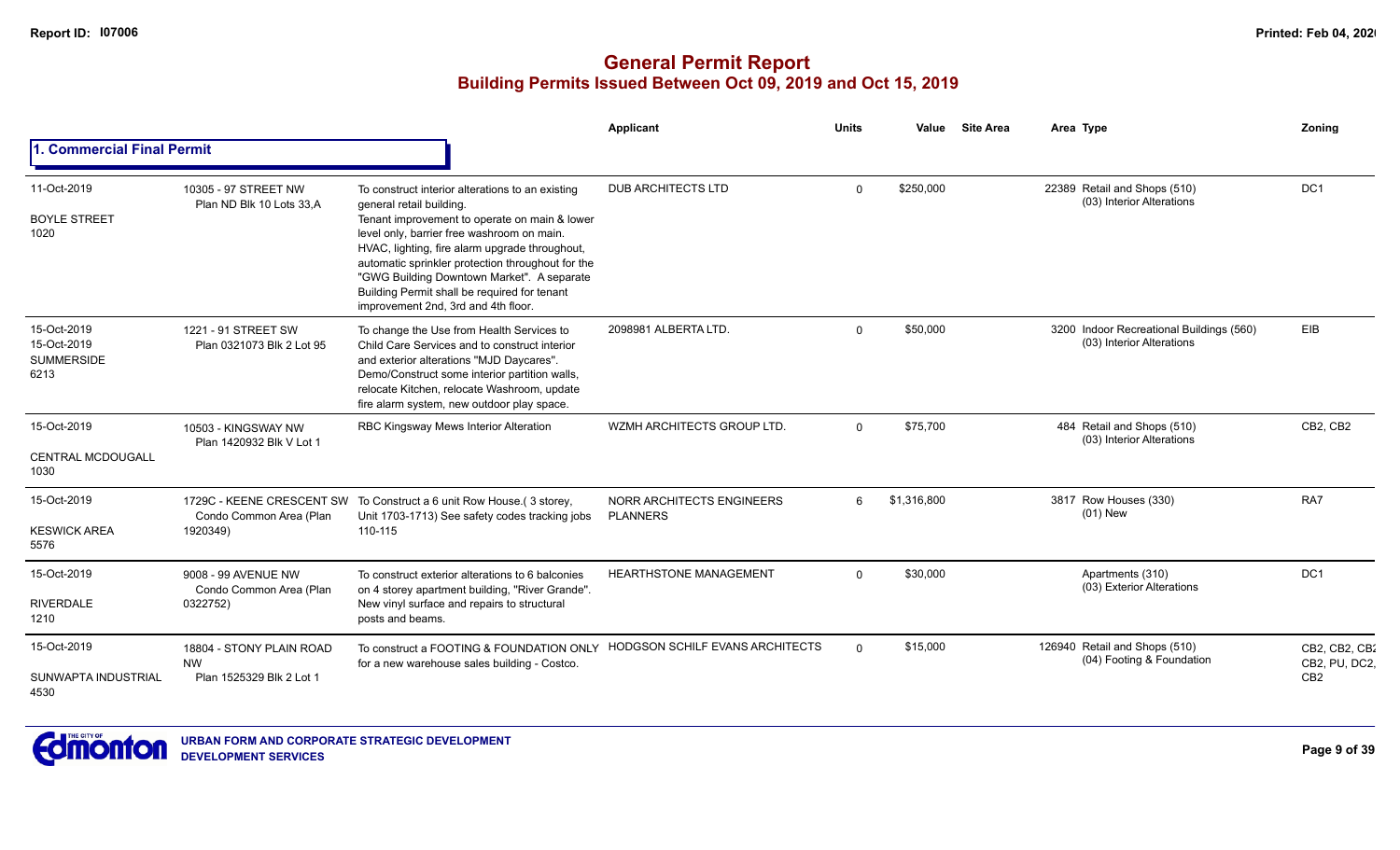# General Permit Report
## Building Permits Issued Between Oct 09, 2019 and Oct 15, 2019

### 1. Commercial Final Permit

| Date / Neighbourhood | Address | Description | Applicant | Units | Value | Site Area | Area Type | Zoning |
|---|---|---|---|---|---|---|---|---|
| 11-Oct-2019<br>BOYLE STREET<br>1020 | 10305 - 97 STREET NW<br>Plan ND Blk 10 Lots 33,A | To construct interior alterations to an existing general retail building.<br>Tenant improvement to operate on main & lower level only, barrier free washroom on main. HVAC, lighting, fire alarm upgrade throughout, automatic sprinkler protection throughout for the "GWG Building Downtown Market". A separate Building Permit shall be required for tenant improvement 2nd, 3rd and 4th floor. | DUB ARCHITECTS LTD | 0 | $250,000 | | 22389 Retail and Shops (510)<br>(03) Interior Alterations | DC1 |
| 15-Oct-2019<br>15-Oct-2019<br>SUMMERSIDE<br>6213 | 1221 - 91 STREET SW<br>Plan 0321073 Blk 2 Lot 95 | To change the Use from Health Services to Child Care Services and to construct interior and exterior alterations "MJD Daycares". Demo/Construct some interior partition walls, relocate Kitchen, relocate Washroom, update fire alarm system, new outdoor play space. | 2098981 ALBERTA LTD. | 0 | $50,000 | | 3200 Indoor Recreational Buildings (560)<br>(03) Interior Alterations | EIB |
| 15-Oct-2019<br>CENTRAL MCDOUGALL<br>1030 | 10503 - KINGSWAY NW<br>Plan 1420932 Blk V Lot 1 | RBC Kingsway Mews Interior Alteration | WZMH ARCHITECTS GROUP LTD. | 0 | $75,700 | | 484 Retail and Shops (510)<br>(03) Interior Alterations | CB2, CB2 |
| 15-Oct-2019<br>KESWICK AREA<br>5576 | 1729C - KEENE CRESCENT SW<br>Condo Common Area (Plan 1920349) | To Construct a 6 unit Row House.( 3 storey, Unit 1703-1713) See safety codes tracking jobs 110-115 | NORR ARCHITECTS ENGINEERS PLANNERS | 6 | $1,316,800 | | 3817 Row Houses (330)<br>(01) New | RA7 |
| 15-Oct-2019<br>RIVERDALE<br>1210 | 9008 - 99 AVENUE NW<br>Condo Common Area (Plan 0322752) | To construct exterior alterations to 6 balconies on 4 storey apartment building, "River Grande". New vinyl surface and repairs to structural posts and beams. | HEARTHSTONE MANAGEMENT | 0 | $30,000 | | Apartments (310)<br>(03) Exterior Alterations | DC1 |
| 15-Oct-2019<br>SUNWAPTA INDUSTRIAL<br>4530 | 18804 - STONY PLAIN ROAD NW<br>Plan 1525329 Blk 2 Lot 1 | To construct a FOOTING & FOUNDATION ONLY for a new warehouse sales building - Costco. | HODGSON SCHILF EVANS ARCHITECTS | 0 | $15,000 | | 126940 Retail and Shops (510)<br>(04) Footing & Foundation | CB2, CB2, CB2, CB2, PU, DC2, CB2 |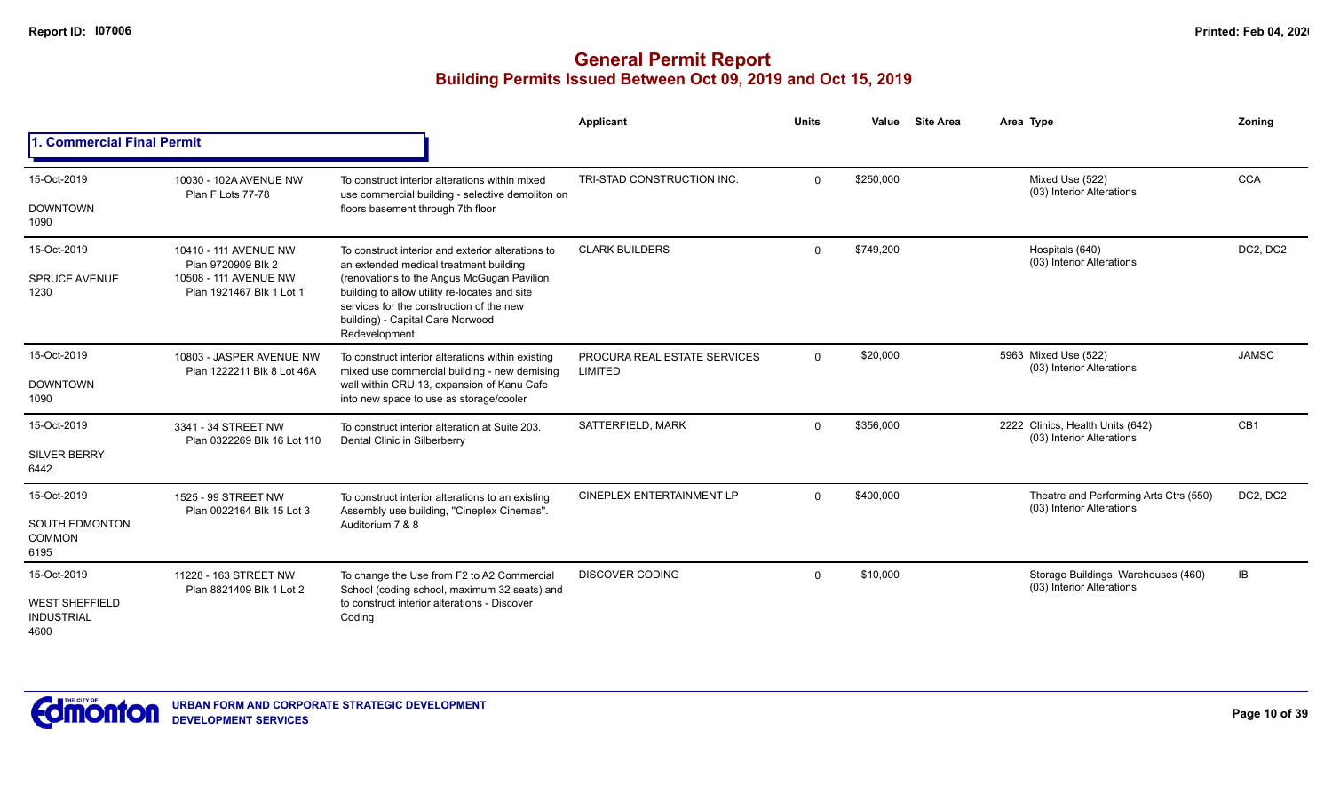## General Permit Report

### Building Permits Issued Between Oct 09, 2019 and Oct 15, 2019

### 1. Commercial Final Permit

| Date / Neighbourhood | Address / Legal | Description | Applicant | Units | Value | Site Area | Area Type | Zoning |
|---|---|---|---|---|---|---|---|---|
| 15-Oct-2019 DOWNTOWN 1090 | 10030 - 102A AVENUE NW Plan F Lots 77-78 | To construct interior alterations within mixed use commercial building - selective demoliton on floors basement through 7th floor | TRI-STAD CONSTRUCTION INC. | 0 | $250,000 | | Mixed Use (522) (03) Interior Alterations | CCA |
| 15-Oct-2019 SPRUCE AVENUE 1230 | 10410 - 111 AVENUE NW Plan 9720909 Blk 2 10508 - 111 AVENUE NW Plan 1921467 Blk 1 Lot 1 | To construct interior and exterior alterations to an extended medical treatment building (renovations to the Angus McGugan Pavilion building to allow utility re-locates and site services for the construction of the new building) - Capital Care Norwood Redevelopment. | CLARK BUILDERS | 0 | $749,200 | | Hospitals (640) (03) Interior Alterations | DC2, DC2 |
| 15-Oct-2019 DOWNTOWN 1090 | 10803 - JASPER AVENUE NW Plan 1222211 Blk 8 Lot 46A | To construct interior alterations within existing mixed use commercial building - new demising wall within CRU 13, expansion of Kanu Cafe into new space to use as storage/cooler | PROCURA REAL ESTATE SERVICES LIMITED | 0 | $20,000 | 5963 | Mixed Use (522) (03) Interior Alterations | JAMSC |
| 15-Oct-2019 SILVER BERRY 6442 | 3341 - 34 STREET NW Plan 0322269 Blk 16 Lot 110 | To construct interior alteration at Suite 203. Dental Clinic in Silberberry | SATTERFIELD, MARK | 0 | $356,000 | 2222 | Clinics, Health Units (642) (03) Interior Alterations | CB1 |
| 15-Oct-2019 SOUTH EDMONTON COMMON 6195 | 1525 - 99 STREET NW Plan 0022164 Blk 15 Lot 3 | To construct interior alterations to an existing Assembly use building, "Cineplex Cinemas". Auditorium 7 & 8 | CINEPLEX ENTERTAINMENT LP | 0 | $400,000 | | Theatre and Performing Arts Ctrs (550) (03) Interior Alterations | DC2, DC2 |
| 15-Oct-2019 WEST SHEFFIELD INDUSTRIAL 4600 | 11228 - 163 STREET NW Plan 8821409 Blk 1 Lot 2 | To change the Use from F2 to A2 Commercial School (coding school, maximum 32 seats) and to construct interior alterations - Discover Coding | DISCOVER CODING | 0 | $10,000 | | Storage Buildings, Warehouses (460) (03) Interior Alterations | IB |

URBAN FORM AND CORPORATE STRATEGIC DEVELOPMENT
DEVELOPMENT SERVICES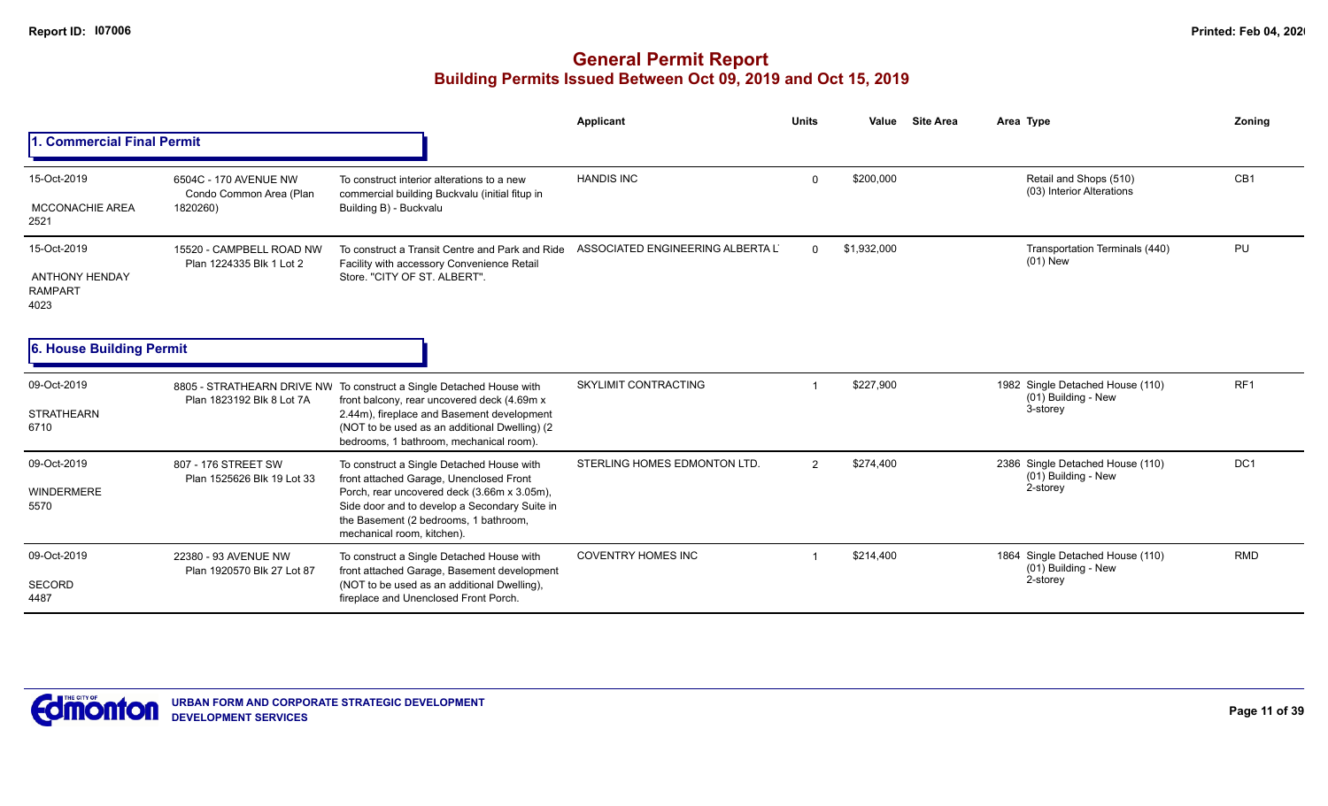# General Permit Report

## Building Permits Issued Between Oct 09, 2019 and Oct 15, 2019

### 1. Commercial Final Permit

| Date / Neighbourhood | Address | Description | Applicant | Units | Value | Site Area | Area | Type | Zoning |
|---|---|---|---|---|---|---|---|---|---|
| 15-Oct-2019<br>MCCONACHIE AREA<br>2521 | 6504C - 170 AVENUE NW<br>Condo Common Area (Plan 1820260) | To construct interior alterations to a new commercial building Buckvalu (initial fitup in Building B) - Buckvalu | HANDIS INC | 0 | $200,000 | | | Retail and Shops (510)<br>(03) Interior Alterations | CB1 |
| 15-Oct-2019<br>ANTHONY HENDAY RAMPART<br>4023 | 15520 - CAMPBELL ROAD NW<br>Plan 1224335 Blk 1 Lot 2 | To construct a Transit Centre and Park and Ride Facility with accessory Convenience Retail Store. "CITY OF ST. ALBERT". | ASSOCIATED ENGINEERING ALBERTA L | 0 | $1,932,000 | | | Transportation Terminals (440)<br>(01) New | PU |

### 6. House Building Permit

| Date / Neighbourhood | Address | Description | Applicant | Units | Value | Site Area | Area | Type | Zoning |
|---|---|---|---|---|---|---|---|---|---|
| 09-Oct-2019<br>STRATHEARN<br>6710 | 8805 - STRATHEARN DRIVE NW<br>Plan 1823192 Blk 8 Lot 7A | To construct a Single Detached House with front balcony, rear uncovered deck (4.69m x 2.44m), fireplace and Basement development (NOT to be used as an additional Dwelling) (2 bedrooms, 1 bathroom, mechanical room). | SKYLIMIT CONTRACTING | 1 | $227,900 | | 1982 | Single Detached House (110)<br>(01) Building - New<br>3-storey | RF1 |
| 09-Oct-2019<br>WINDERMERE<br>5570 | 807 - 176 STREET SW<br>Plan 1525626 Blk 19 Lot 33 | To construct a Single Detached House with front attached Garage, Unenclosed Front Porch, rear uncovered deck (3.66m x 3.05m), Side door and to develop a Secondary Suite in the Basement (2 bedrooms, 1 bathroom, mechanical room, kitchen). | STERLING HOMES EDMONTON LTD. | 2 | $274,400 | | 2386 | Single Detached House (110)<br>(01) Building - New<br>2-storey | DC1 |
| 09-Oct-2019<br>SECORD<br>4487 | 22380 - 93 AVENUE NW<br>Plan 1920570 Blk 27 Lot 87 | To construct a Single Detached House with front attached Garage, Basement development (NOT to be used as an additional Dwelling), fireplace and Unenclosed Front Porch. | COVENTRY HOMES INC | 1 | $214,400 | | 1864 | Single Detached House (110)<br>(01) Building - New<br>2-storey | RMD |

URBAN FORM AND CORPORATE STRATEGIC DEVELOPMENT
DEVELOPMENT SERVICES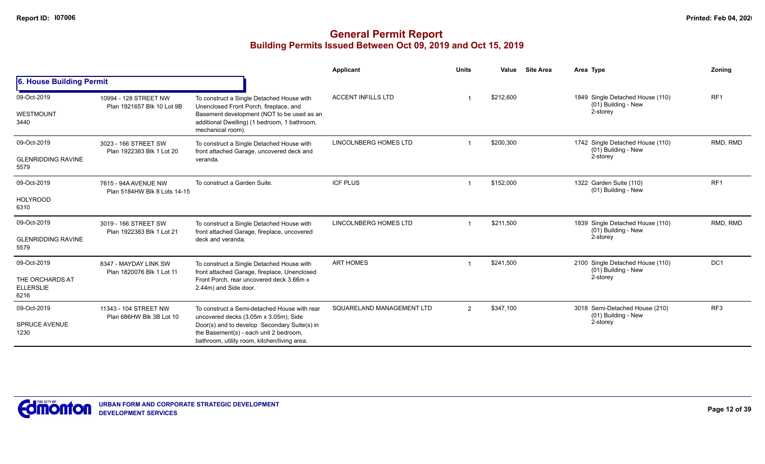# General Permit Report

## Building Permits Issued Between Oct 09, 2019 and Oct 15, 2019

| | | | Applicant | Units | Value | Site Area | Area Type | Zoning |
|---|---|---|---|---|---|---|---|---|
| **6. House Building Permit** | | | | | | | | |
| 09-Oct-2019<br>WESTMOUNT<br>3440 | 10994 - 128 STREET NW<br>Plan 1921657 Blk 10 Lot 9B | To construct a Single Detached House with Unenclosed Front Porch, fireplace, and Basement development (NOT to be used as an additional Dwelling) (1 bedroom, 1 bathroom, mechanical room). | ACCENT INFILLS LTD | 1 | $212,600 | | 1849 Single Detached House (110)<br>(01) Building - New<br>2-storey | RF1 |
| 09-Oct-2019<br>GLENRIDDING RAVINE<br>5579 | 3023 - 166 STREET SW<br>Plan 1922383 Blk 1 Lot 20 | To construct a Single Detached House with front attached Garage, uncovered deck and veranda. | LINCOLNBERG HOMES LTD | 1 | $200,300 | | 1742 Single Detached House (110)<br>(01) Building - New<br>2-storey | RMD, RMD |
| 09-Oct-2019<br>HOLYROOD<br>6310 | 7615 - 94A AVENUE NW<br>Plan 5184HW Blk 8 Lots 14-15 | To construct a Garden Suite. | ICF PLUS | 1 | $152,000 | | 1322 Garden Suite (110)<br>(01) Building - New | RF1 |
| 09-Oct-2019<br>GLENRIDDING RAVINE<br>5579 | 3019 - 166 STREET SW<br>Plan 1922383 Blk 1 Lot 21 | To construct a Single Detached House with front attached Garage, fireplace, uncovered deck and veranda. | LINCOLNBERG HOMES LTD | 1 | $211,500 | | 1839 Single Detached House (110)<br>(01) Building - New<br>2-storey | RMD, RMD |
| 09-Oct-2019<br>THE ORCHARDS AT ELLERSLIE<br>6216 | 8347 - MAYDAY LINK SW<br>Plan 1820076 Blk 1 Lot 11 | To construct a Single Detached House with front attached Garage, fireplace, Unenclosed Front Porch, rear uncovered deck 3.66m x 2.44m) and Side door. | ART HOMES | 1 | $241,500 | | 2100 Single Detached House (110)<br>(01) Building - New<br>2-storey | DC1 |
| 09-Oct-2019<br>SPRUCE AVENUE<br>1230 | 11343 - 104 STREET NW<br>Plan 686HW Blk 3B Lot 10 | To construct a Semi-detached House with rear uncovered decks (3.05m x 3.05m), Side Door(s) and to develop Secondary Suite(s) in the Basement(s) - each unit 2 bedroom, bathroom, utility room, kitchen/living area. | SQUARELAND MANAGEMENT LTD | 2 | $347,100 | | 3018 Semi-Detached House (210)<br>(01) Building - New<br>2-storey | RF3 |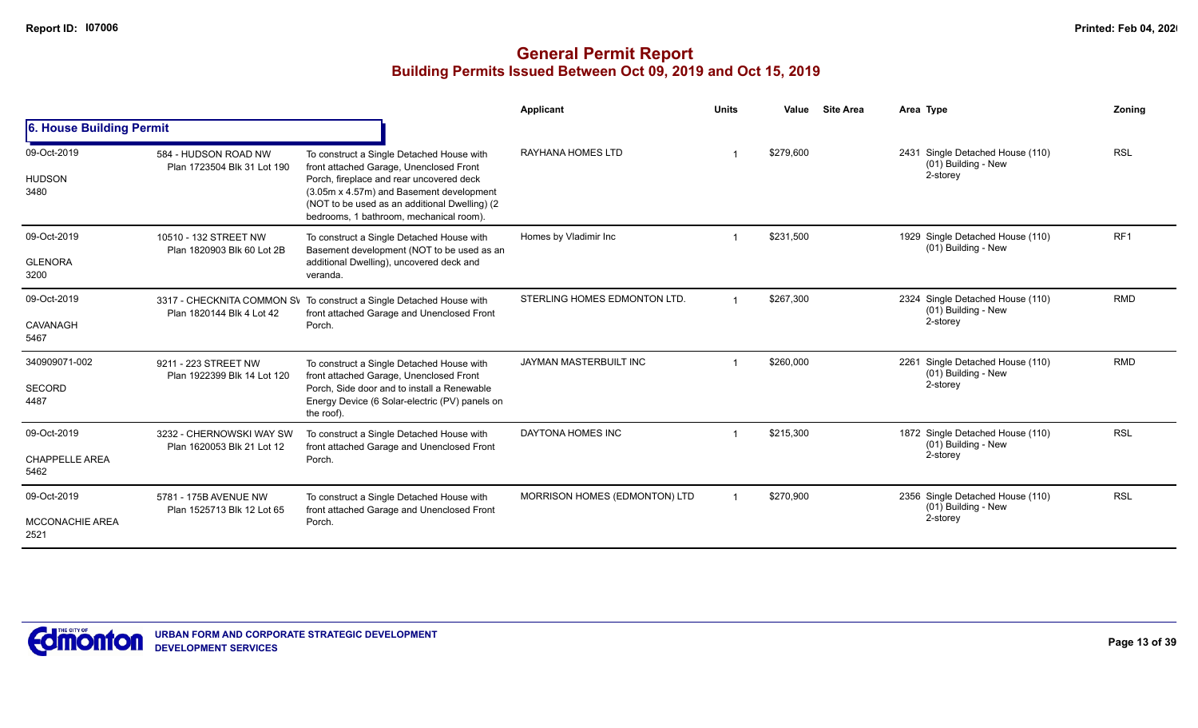# General Permit Report

## Building Permits Issued Between Oct 09, 2019 and Oct 15, 2019

### 6. House Building Permit

| | | | Applicant | Units | Value | Site Area | Area Type | Zoning |
|---|---|---|---|---|---|---|---|---|
| 09-Oct-2019<br>HUDSON<br>3480 | 584 - HUDSON ROAD NW<br>Plan 1723504 Blk 31 Lot 190 | To construct a Single Detached House with front attached Garage, Unenclosed Front Porch, fireplace and rear uncovered deck (3.05m x 4.57m) and Basement development (NOT to be used as an additional Dwelling) (2 bedrooms, 1 bathroom, mechanical room). | RAYHANA HOMES LTD | 1 | $279,600 | | 2431 Single Detached House (110) (01) Building - New 2-storey | RSL |
| 09-Oct-2019<br>GLENORA<br>3200 | 10510 - 132 STREET NW<br>Plan 1820903 Blk 60 Lot 2B | To construct a Single Detached House with Basement development (NOT to be used as an additional Dwelling), uncovered deck and veranda. | Homes by Vladimir Inc | 1 | $231,500 | | 1929 Single Detached House (110) (01) Building - New | RF1 |
| 09-Oct-2019<br>CAVANAGH<br>5467 | 3317 - CHECKNITA COMMON SW<br>Plan 1820144 Blk 4 Lot 42 | To construct a Single Detached House with front attached Garage and Unenclosed Front Porch. | STERLING HOMES EDMONTON LTD. | 1 | $267,300 | | 2324 Single Detached House (110) (01) Building - New 2-storey | RMD |
| 340909071-002<br>SECORD<br>4487 | 9211 - 223 STREET NW<br>Plan 1922399 Blk 14 Lot 120 | To construct a Single Detached House with front attached Garage, Unenclosed Front Porch, Side door and to install a Renewable Energy Device (6 Solar-electric (PV) panels on the roof). | JAYMAN MASTERBUILT INC | 1 | $260,000 | | 2261 Single Detached House (110) (01) Building - New 2-storey | RMD |
| 09-Oct-2019<br>CHAPPELLE AREA<br>5462 | 3232 - CHERNOWSKI WAY SW<br>Plan 1620053 Blk 21 Lot 12 | To construct a Single Detached House with front attached Garage and Unenclosed Front Porch. | DAYTONA HOMES INC | 1 | $215,300 | | 1872 Single Detached House (110) (01) Building - New 2-storey | RSL |
| 09-Oct-2019<br>MCCONACHIE AREA<br>2521 | 5781 - 175B AVENUE NW<br>Plan 1525713 Blk 12 Lot 65 | To construct a Single Detached House with front attached Garage and Unenclosed Front Porch. | MORRISON HOMES (EDMONTON) LTD | 1 | $270,900 | | 2356 Single Detached House (110) (01) Building - New 2-storey | RSL |

URBAN FORM AND CORPORATE STRATEGIC DEVELOPMENT
DEVELOPMENT SERVICES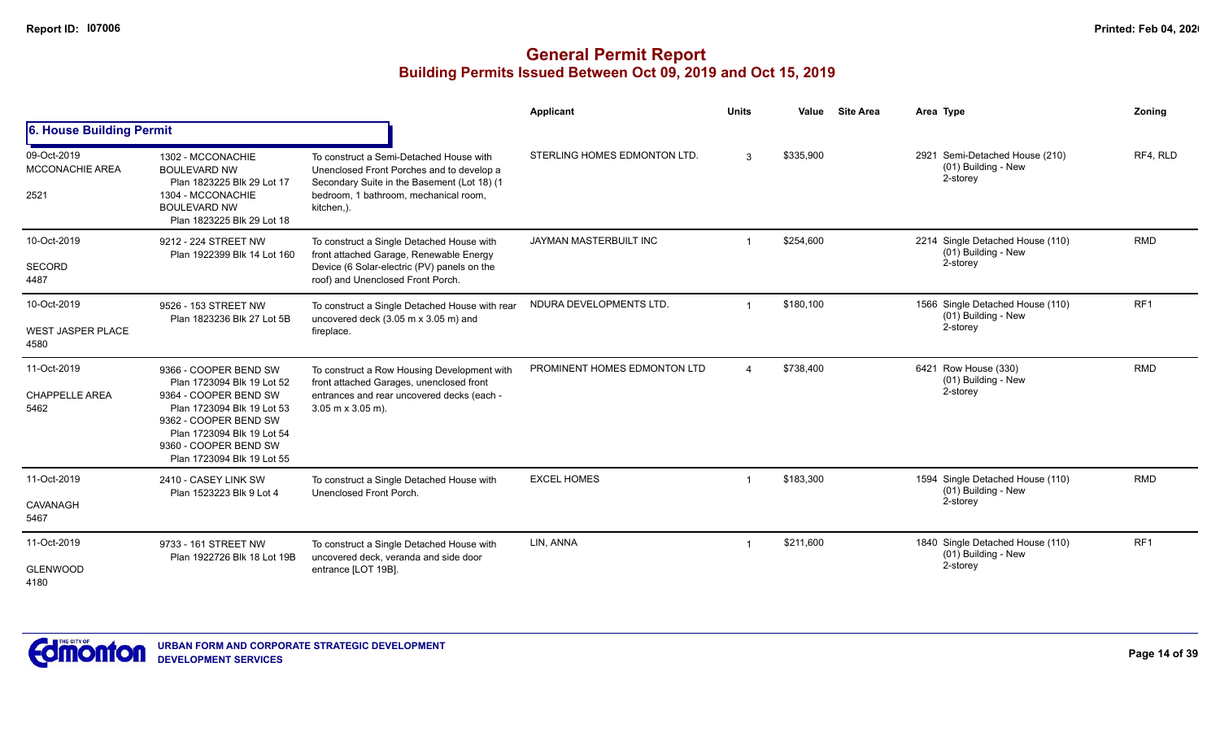# General Permit Report

## Building Permits Issued Between Oct 09, 2019 and Oct 15, 2019

### 6. House Building Permit

| Date / Neighbourhood | Address / Legal | Description | Applicant | Units | Value | Site Area | Area Type | Zoning |
|---|---|---|---|---|---|---|---|---|
| 09-Oct-2019 MCCONACHIE AREA 2521 | 1302 - MCCONACHIE BOULEVARD NW Plan 1823225 Blk 29 Lot 17 1304 - MCCONACHIE BOULEVARD NW Plan 1823225 Blk 29 Lot 18 | To construct a Semi-Detached House with Unenclosed Front Porches and to develop a Secondary Suite in the Basement (Lot 18) (1 bedroom, 1 bathroom, mechanical room, kitchen,). | STERLING HOMES EDMONTON LTD. | 3 | $335,900 | | 2921 Semi-Detached House (210) (01) Building - New 2-storey | RF4, RLD |
| 10-Oct-2019 SECORD 4487 | 9212 - 224 STREET NW Plan 1922399 Blk 14 Lot 160 | To construct a Single Detached House with front attached Garage, Renewable Energy Device (6 Solar-electric (PV) panels on the roof) and Unenclosed Front Porch. | JAYMAN MASTERBUILT INC | 1 | $254,600 | | 2214 Single Detached House (110) (01) Building - New 2-storey | RMD |
| 10-Oct-2019 WEST JASPER PLACE 4580 | 9526 - 153 STREET NW Plan 1823236 Blk 27 Lot 5B | To construct a Single Detached House with rear uncovered deck (3.05 m x 3.05 m) and fireplace. | NDURA DEVELOPMENTS LTD. | 1 | $180,100 | | 1566 Single Detached House (110) (01) Building - New 2-storey | RF1 |
| 11-Oct-2019 CHAPPELLE AREA 5462 | 9366 - COOPER BEND SW Plan 1723094 Blk 19 Lot 52 9364 - COOPER BEND SW Plan 1723094 Blk 19 Lot 53 9362 - COOPER BEND SW Plan 1723094 Blk 19 Lot 54 9360 - COOPER BEND SW Plan 1723094 Blk 19 Lot 55 | To construct a Row Housing Development with front attached Garages, unenclosed front entrances and rear uncovered decks (each - 3.05 m x 3.05 m). | PROMINENT HOMES EDMONTON LTD | 4 | $738,400 | | 6421 Row House (330) (01) Building - New 2-storey | RMD |
| 11-Oct-2019 CAVANAGH 5467 | 2410 - CASEY LINK SW Plan 1523223 Blk 9 Lot 4 | To construct a Single Detached House with Unenclosed Front Porch. | EXCEL HOMES | 1 | $183,300 | | 1594 Single Detached House (110) (01) Building - New 2-storey | RMD |
| 11-Oct-2019 GLENWOOD 4180 | 9733 - 161 STREET NW Plan 1922726 Blk 18 Lot 19B | To construct a Single Detached House with uncovered deck, veranda and side door entrance [LOT 19B]. | LIN, ANNA | 1 | $211,600 | | 1840 Single Detached House (110) (01) Building - New 2-storey | RF1 |

URBAN FORM AND CORPORATE STRATEGIC DEVELOPMENT
DEVELOPMENT SERVICES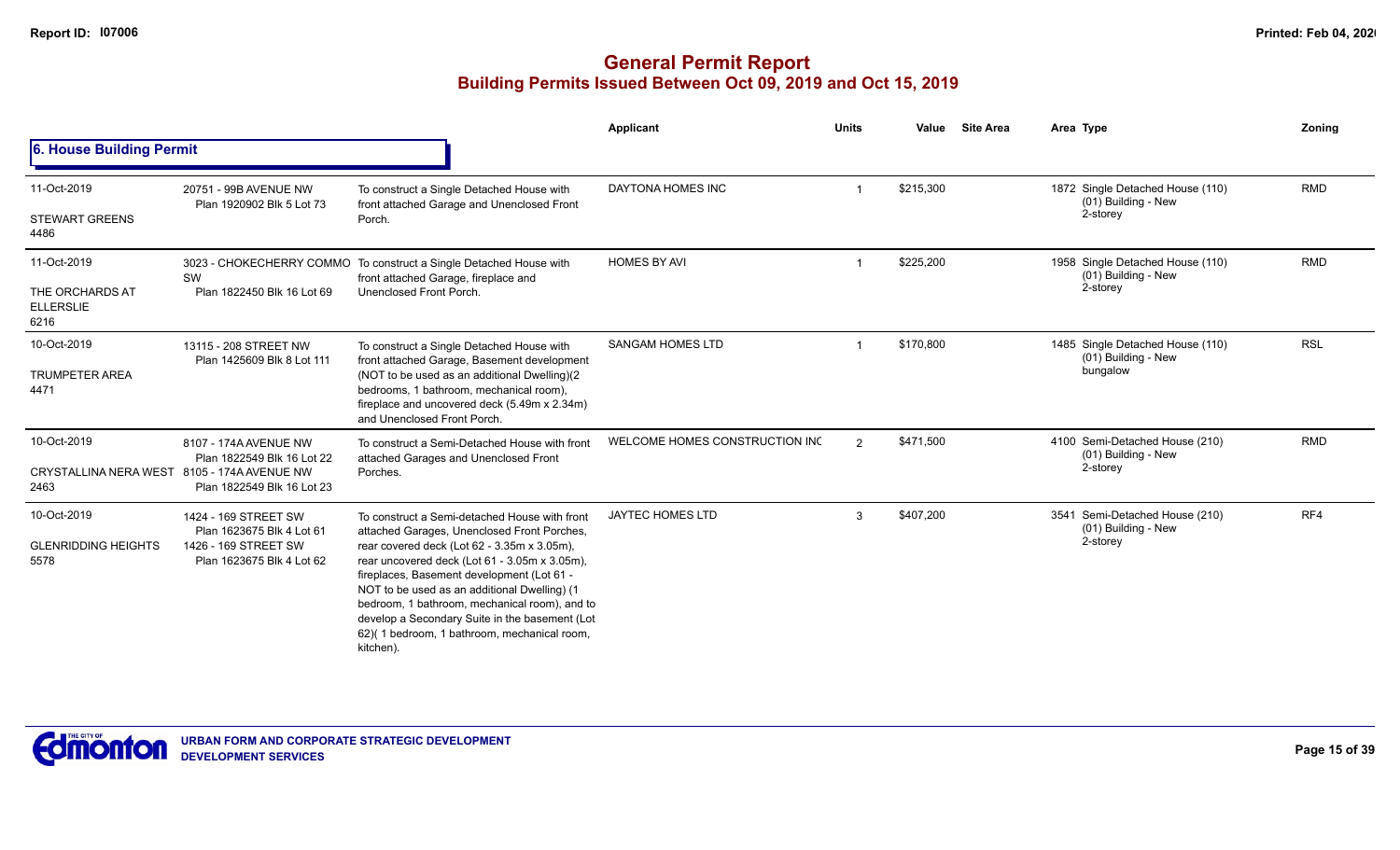# General Permit Report
## Building Permits Issued Between Oct 09, 2019 and Oct 15, 2019

### 6. House Building Permit

| Date / Neighbourhood | Address / Legal | Description | Applicant | Units | Value | Site Area | Area | Type | Zoning |
|---|---|---|---|---|---|---|---|---|---|
| 11-Oct-2019<br>STEWART GREENS<br>4486 | 20751 - 99B AVENUE NW<br>Plan 1920902 Blk 5 Lot 73 | To construct a Single Detached House with front attached Garage and Unenclosed Front Porch. | DAYTONA HOMES INC | 1 | $215,300 | | 1872 | Single Detached House (110)<br>(01) Building - New<br>2-storey | RMD |
| 11-Oct-2019<br>THE ORCHARDS AT ELLERSLIE<br>6216 | 3023 - CHOKECHERRY COMMO SW<br>Plan 1822450 Blk 16 Lot 69 | To construct a Single Detached House with front attached Garage, fireplace and Unenclosed Front Porch. | HOMES BY AVI | 1 | $225,200 | | 1958 | Single Detached House (110)<br>(01) Building - New<br>2-storey | RMD |
| 10-Oct-2019<br>TRUMPETER AREA<br>4471 | 13115 - 208 STREET NW<br>Plan 1425609 Blk 8 Lot 111 | To construct a Single Detached House with front attached Garage, Basement development (NOT to be used as an additional Dwelling)(2 bedrooms, 1 bathroom, mechanical room), fireplace and uncovered deck (5.49m x 2.34m) and Unenclosed Front Porch. | SANGAM HOMES LTD | 1 | $170,800 | | 1485 | Single Detached House (110)<br>(01) Building - New<br>bungalow | RSL |
| 10-Oct-2019<br>CRYSTALLINA NERA WEST<br>2463 | 8107 - 174A AVENUE NW<br>Plan 1822549 Blk 16 Lot 22<br>8105 - 174A AVENUE NW<br>Plan 1822549 Blk 16 Lot 23 | To construct a Semi-Detached House with front attached Garages and Unenclosed Front Porches. | WELCOME HOMES CONSTRUCTION INC | 2 | $471,500 | | 4100 | Semi-Detached House (210)<br>(01) Building - New<br>2-storey | RMD |
| 10-Oct-2019<br>GLENRIDDING HEIGHTS<br>5578 | 1424 - 169 STREET SW<br>Plan 1623675 Blk 4 Lot 61<br>1426 - 169 STREET SW<br>Plan 1623675 Blk 4 Lot 62 | To construct a Semi-detached House with front attached Garages, Unenclosed Front Porches, rear covered deck (Lot 62 - 3.35m x 3.05m), rear uncovered deck (Lot 61 - 3.05m x 3.05m), fireplaces, Basement development (Lot 61 - NOT to be used as an additional Dwelling) (1 bedroom, 1 bathroom, mechanical room), and to develop a Secondary Suite in the basement (Lot 62)( 1 bedroom, 1 bathroom, mechanical room, kitchen). | JAYTEC HOMES LTD | 3 | $407,200 | | 3541 | Semi-Detached House (210)<br>(01) Building - New<br>2-storey | RF4 |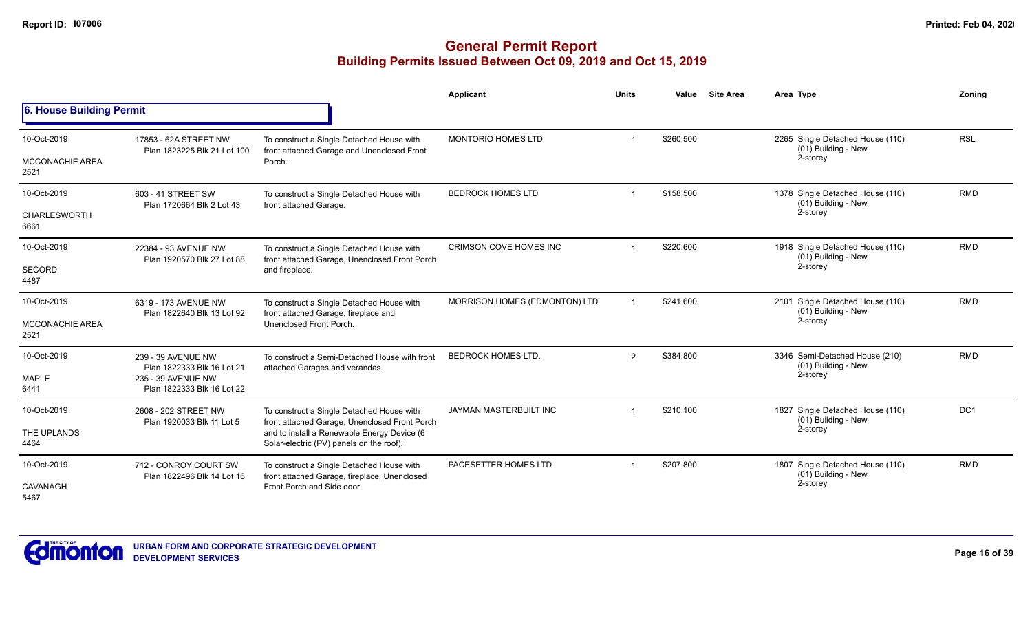# General Permit Report
## Building Permits Issued Between Oct 09, 2019 and Oct 15, 2019

### 6. House Building Permit

| Date / Neighbourhood | Address / Legal | Description | Applicant | Units | Value | Site Area | Area | Type | Zoning |
|---|---|---|---|---|---|---|---|---|---|
| 10-Oct-2019<br>MCCONACHIE AREA<br>2521 | 17853 - 62A STREET NW<br>Plan 1823225 Blk 21 Lot 100 | To construct a Single Detached House with front attached Garage and Unenclosed Front Porch. | MONTORIO HOMES LTD | 1 | $260,500 | | 2265 | Single Detached House (110)<br>(01) Building - New<br>2-storey | RSL |
| 10-Oct-2019<br>CHARLESWORTH<br>6661 | 603 - 41 STREET SW<br>Plan 1720664 Blk 2 Lot 43 | To construct a Single Detached House with front attached Garage. | BEDROCK HOMES LTD | 1 | $158,500 | | 1378 | Single Detached House (110)<br>(01) Building - New<br>2-storey | RMD |
| 10-Oct-2019<br>SECORD<br>4487 | 22384 - 93 AVENUE NW<br>Plan 1920570 Blk 27 Lot 88 | To construct a Single Detached House with front attached Garage, Unenclosed Front Porch and fireplace. | CRIMSON COVE HOMES INC | 1 | $220,600 | | 1918 | Single Detached House (110)<br>(01) Building - New<br>2-storey | RMD |
| 10-Oct-2019<br>MCCONACHIE AREA<br>2521 | 6319 - 173 AVENUE NW<br>Plan 1822640 Blk 13 Lot 92 | To construct a Single Detached House with front attached Garage, fireplace and Unenclosed Front Porch. | MORRISON HOMES (EDMONTON) LTD | 1 | $241,600 | | 2101 | Single Detached House (110)<br>(01) Building - New<br>2-storey | RMD |
| 10-Oct-2019<br>MAPLE<br>6441 | 239 - 39 AVENUE NW<br>Plan 1822333 Blk 16 Lot 21<br>235 - 39 AVENUE NW<br>Plan 1822333 Blk 16 Lot 22 | To construct a Semi-Detached House with front attached Garages and verandas. | BEDROCK HOMES LTD. | 2 | $384,800 | | 3346 | Semi-Detached House (210)<br>(01) Building - New<br>2-storey | RMD |
| 10-Oct-2019<br>THE UPLANDS<br>4464 | 2608 - 202 STREET NW<br>Plan 1920033 Blk 11 Lot 5 | To construct a Single Detached House with front attached Garage, Unenclosed Front Porch and to install a Renewable Energy Device (6 Solar-electric (PV) panels on the roof). | JAYMAN MASTERBUILT INC | 1 | $210,100 | | 1827 | Single Detached House (110)<br>(01) Building - New<br>2-storey | DC1 |
| 10-Oct-2019<br>CAVANAGH<br>5467 | 712 - CONROY COURT SW<br>Plan 1822496 Blk 14 Lot 16 | To construct a Single Detached House with front attached Garage, fireplace, Unenclosed Front Porch and Side door. | PACESETTER HOMES LTD | 1 | $207,800 | | 1807 | Single Detached House (110)<br>(01) Building - New<br>2-storey | RMD |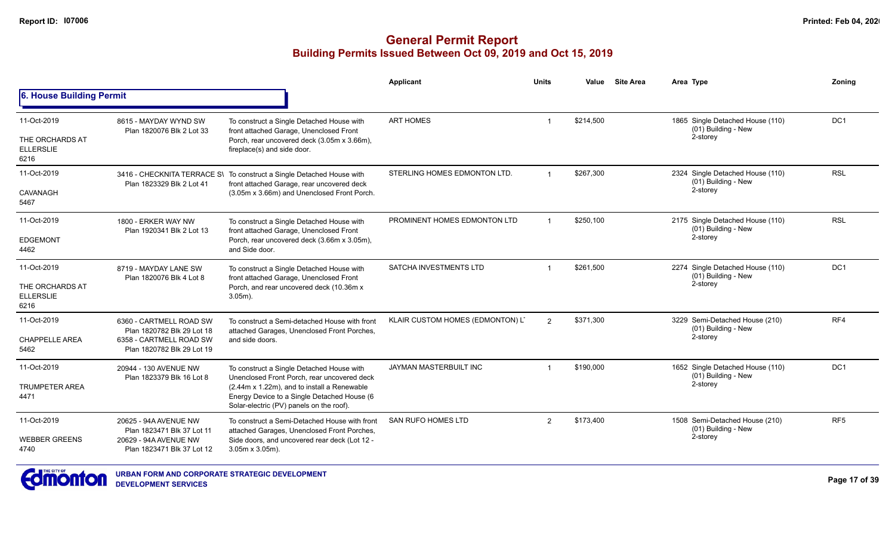# General Permit Report
## Building Permits Issued Between Oct 09, 2019 and Oct 15, 2019

### 6. House Building Permit

| Date / Neighbourhood | Address / Legal | Description | Applicant | Units | Value | Site Area | Area | Type | Zoning |
|---|---|---|---|---|---|---|---|---|---|
| 11-Oct-2019<br>THE ORCHARDS AT ELLERSLIE<br>6216 | 8615 - MAYDAY WYND SW<br>Plan 1820076 Blk 2 Lot 33 | To construct a Single Detached House with front attached Garage, Unenclosed Front Porch, rear uncovered deck (3.05m x 3.66m), fireplace(s) and side door. | ART HOMES | 1 | $214,500 | | 1865 | Single Detached House (110)<br>(01) Building - New<br>2-storey | DC1 |
| 11-Oct-2019<br>CAVANAGH<br>5467 | 3416 - CHECKNITA TERRACE SW<br>Plan 1823329 Blk 2 Lot 41 | To construct a Single Detached House with front attached Garage, rear uncovered deck (3.05m x 3.66m) and Unenclosed Front Porch. | STERLING HOMES EDMONTON LTD. | 1 | $267,300 | | 2324 | Single Detached House (110)<br>(01) Building - New<br>2-storey | RSL |
| 11-Oct-2019<br>EDGEMONT<br>4462 | 1800 - ERKER WAY NW<br>Plan 1920341 Blk 2 Lot 13 | To construct a Single Detached House with front attached Garage, Unenclosed Front Porch, rear uncovered deck (3.66m x 3.05m), and Side door. | PROMINENT HOMES EDMONTON LTD | 1 | $250,100 | | 2175 | Single Detached House (110)<br>(01) Building - New<br>2-storey | RSL |
| 11-Oct-2019<br>THE ORCHARDS AT ELLERSLIE<br>6216 | 8719 - MAYDAY LANE SW<br>Plan 1820076 Blk 4 Lot 8 | To construct a Single Detached House with front attached Garage, Unenclosed Front Porch, and rear uncovered deck (10.36m x 3.05m). | SATCHA INVESTMENTS LTD | 1 | $261,500 | | 2274 | Single Detached House (110)<br>(01) Building - New<br>2-storey | DC1 |
| 11-Oct-2019<br>CHAPPELLE AREA<br>5462 | 6360 - CARTMELL ROAD SW<br>Plan 1820782 Blk 29 Lot 18<br>6358 - CARTMELL ROAD SW<br>Plan 1820782 Blk 29 Lot 19 | To construct a Semi-detached House with front attached Garages, Unenclosed Front Porches, and side doors. | KLAIR CUSTOM HOMES (EDMONTON) L | 2 | $371,300 | | 3229 | Semi-Detached House (210)<br>(01) Building - New<br>2-storey | RF4 |
| 11-Oct-2019<br>TRUMPETER AREA<br>4471 | 20944 - 130 AVENUE NW<br>Plan 1823379 Blk 16 Lot 8 | To construct a Single Detached House with Unenclosed Front Porch, rear uncovered deck (2.44m x 1.22m), and to install a Renewable Energy Device to a Single Detached House (6 Solar-electric (PV) panels on the roof). | JAYMAN MASTERBUILT INC | 1 | $190,000 | | 1652 | Single Detached House (110)<br>(01) Building - New<br>2-storey | DC1 |
| 11-Oct-2019<br>WEBBER GREENS<br>4740 | 20625 - 94A AVENUE NW<br>Plan 1823471 Blk 37 Lot 11<br>20629 - 94A AVENUE NW<br>Plan 1823471 Blk 37 Lot 12 | To construct a Semi-Detached House with front attached Garages, Unenclosed Front Porches, Side doors, and uncovered rear deck (Lot 12 - 3.05m x 3.05m). | SAN RUFO HOMES LTD | 2 | $173,400 | | 1508 | Semi-Detached House (210)<br>(01) Building - New<br>2-storey | RF5 |

URBAN FORM AND CORPORATE STRATEGIC DEVELOPMENT
DEVELOPMENT SERVICES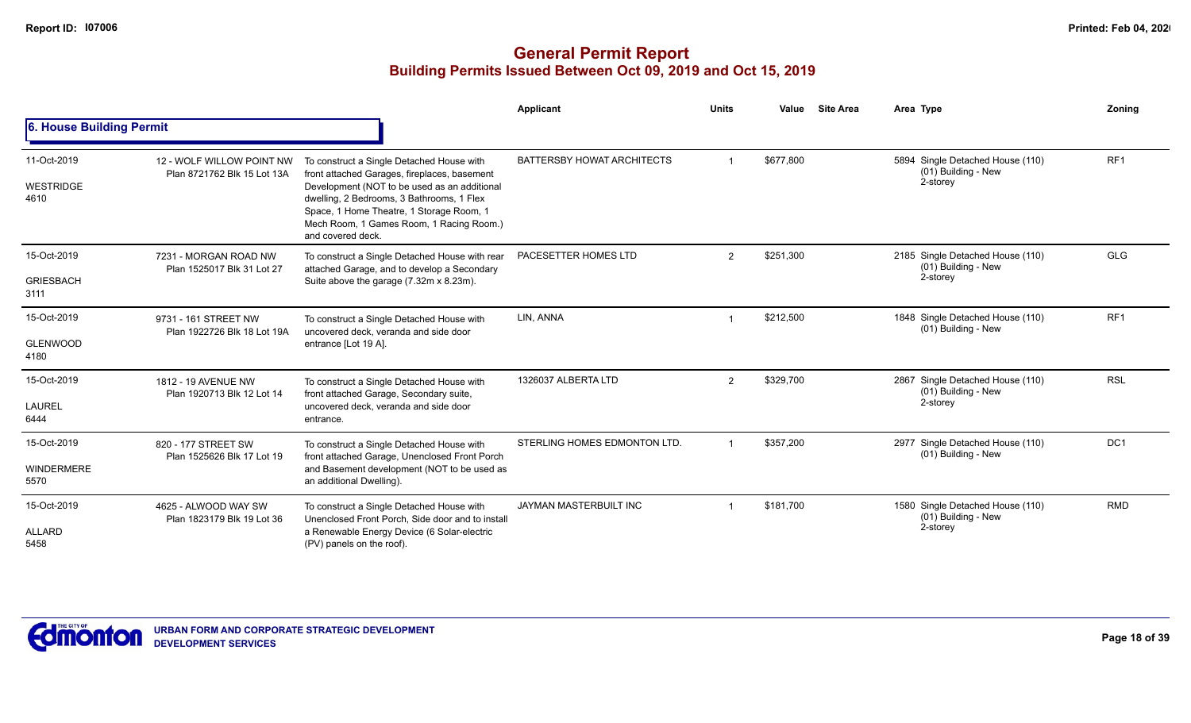# General Permit Report
## Building Permits Issued Between Oct 09, 2019 and Oct 15, 2019

### 6. House Building Permit

| Date / Neighbourhood | Address / Legal | Description | Applicant | Units | Value | Site Area | Area | Type | Zoning |
|---|---|---|---|---|---|---|---|---|---|
| 11-Oct-2019 WESTRIDGE 4610 | 12 - WOLF WILLOW POINT NW Plan 8721762 Blk 15 Lot 13A | To construct a Single Detached House with front attached Garages, fireplaces, basement Development (NOT to be used as an additional dwelling, 2 Bedrooms, 3 Bathrooms, 1 Flex Space, 1 Home Theatre, 1 Storage Room, 1 Mech Room, 1 Games Room, 1 Racing Room.) and covered deck. | BATTERSBY HOWAT ARCHITECTS | 1 | $677,800 | | 5894 | Single Detached House (110) (01) Building - New 2-storey | RF1 |
| 15-Oct-2019 GRIESBACH 3111 | 7231 - MORGAN ROAD NW Plan 1525017 Blk 31 Lot 27 | To construct a Single Detached House with rear attached Garage, and to develop a Secondary Suite above the garage (7.32m x 8.23m). | PACESETTER HOMES LTD | 2 | $251,300 | | 2185 | Single Detached House (110) (01) Building - New 2-storey | GLG |
| 15-Oct-2019 GLENWOOD 4180 | 9731 - 161 STREET NW Plan 1922726 Blk 18 Lot 19A | To construct a Single Detached House with uncovered deck, veranda and side door entrance [Lot 19 A]. | LIN, ANNA | 1 | $212,500 | | 1848 | Single Detached House (110) (01) Building - New | RF1 |
| 15-Oct-2019 LAUREL 6444 | 1812 - 19 AVENUE NW Plan 1920713 Blk 12 Lot 14 | To construct a Single Detached House with front attached Garage, Secondary suite, uncovered deck, veranda and side door entrance. | 1326037 ALBERTA LTD | 2 | $329,700 | | 2867 | Single Detached House (110) (01) Building - New 2-storey | RSL |
| 15-Oct-2019 WINDERMERE 5570 | 820 - 177 STREET SW Plan 1525626 Blk 17 Lot 19 | To construct a Single Detached House with front attached Garage, Unenclosed Front Porch and Basement development (NOT to be used as an additional Dwelling). | STERLING HOMES EDMONTON LTD. | 1 | $357,200 | | 2977 | Single Detached House (110) (01) Building - New | DC1 |
| 15-Oct-2019 ALLARD 5458 | 4625 - ALWOOD WAY SW Plan 1823179 Blk 19 Lot 36 | To construct a Single Detached House with Unenclosed Front Porch, Side door and to install a Renewable Energy Device (6 Solar-electric (PV) panels on the roof). | JAYMAN MASTERBUILT INC | 1 | $181,700 | | 1580 | Single Detached House (110) (01) Building - New 2-storey | RMD |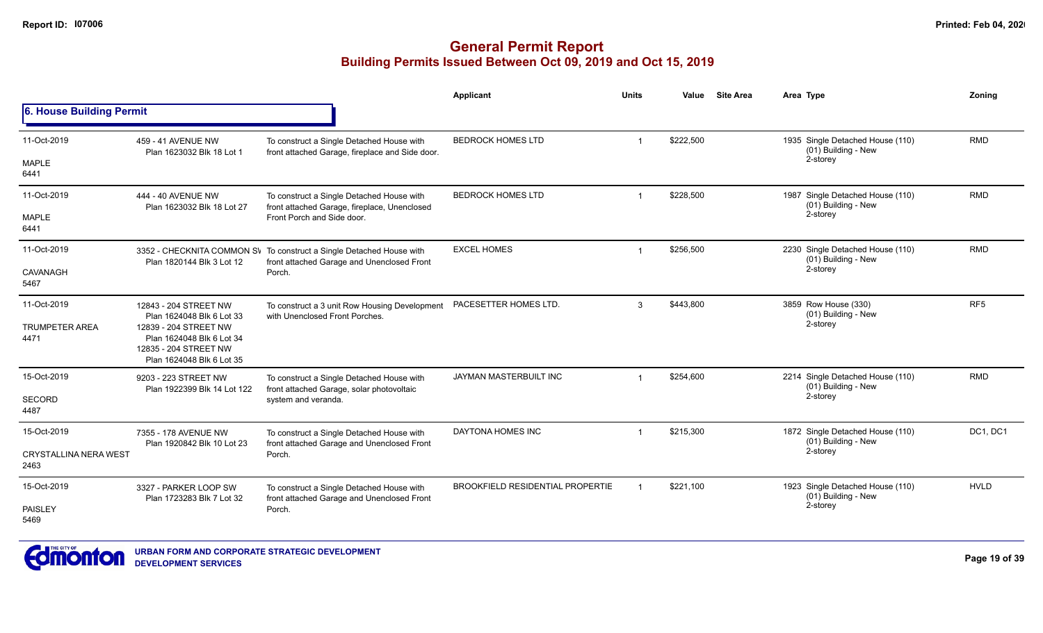# General Permit Report
## Building Permits Issued Between Oct 09, 2019 and Oct 15, 2019

### 6. House Building Permit

| Date / Neighbourhood | Address / Legal | Description | Applicant | Units | Value | Site Area | Area | Type | Zoning |
|---|---|---|---|---|---|---|---|---|---|
| 11-Oct-2019<br>MAPLE<br>6441 | 459 - 41 AVENUE NW<br>Plan 1623032 Blk 18 Lot 1 | To construct a Single Detached House with front attached Garage, fireplace and Side door. | BEDROCK HOMES LTD | 1 | $222,500 | | 1935 | Single Detached House (110)<br>(01) Building - New<br>2-storey | RMD |
| 11-Oct-2019<br>MAPLE<br>6441 | 444 - 40 AVENUE NW<br>Plan 1623032 Blk 18 Lot 27 | To construct a Single Detached House with front attached Garage, fireplace, Unenclosed Front Porch and Side door. | BEDROCK HOMES LTD | 1 | $228,500 | | 1987 | Single Detached House (110)<br>(01) Building - New<br>2-storey | RMD |
| 11-Oct-2019<br>CAVANAGH<br>5467 | 3352 - CHECKNITA COMMON SW<br>Plan 1820144 Blk 3 Lot 12 | To construct a Single Detached House with front attached Garage and Unenclosed Front Porch. | EXCEL HOMES | 1 | $256,500 | | 2230 | Single Detached House (110)<br>(01) Building - New<br>2-storey | RMD |
| 11-Oct-2019<br>TRUMPETER AREA<br>4471 | 12843 - 204 STREET NW<br>Plan 1624048 Blk 6 Lot 33<br>12839 - 204 STREET NW<br>Plan 1624048 Blk 6 Lot 34<br>12835 - 204 STREET NW<br>Plan 1624048 Blk 6 Lot 35 | To construct a 3 unit Row Housing Development with Unenclosed Front Porches. | PACESETTER HOMES LTD. | 3 | $443,800 | | 3859 | Row House (330)<br>(01) Building - New<br>2-storey | RF5 |
| 15-Oct-2019<br>SECORD<br>4487 | 9203 - 223 STREET NW<br>Plan 1922399 Blk 14 Lot 122 | To construct a Single Detached House with front attached Garage, solar photovoltaic system and veranda. | JAYMAN MASTERBUILT INC | 1 | $254,600 | | 2214 | Single Detached House (110)<br>(01) Building - New<br>2-storey | RMD |
| 15-Oct-2019<br>CRYSTALLINA NERA WEST<br>2463 | 7355 - 178 AVENUE NW<br>Plan 1920842 Blk 10 Lot 23 | To construct a Single Detached House with front attached Garage and Unenclosed Front Porch. | DAYTONA HOMES INC | 1 | $215,300 | | 1872 | Single Detached House (110)<br>(01) Building - New<br>2-storey | DC1, DC1 |
| 15-Oct-2019<br>PAISLEY<br>5469 | 3327 - PARKER LOOP SW<br>Plan 1723283 Blk 7 Lot 32 | To construct a Single Detached House with front attached Garage and Unenclosed Front Porch. | BROOKFIELD RESIDENTIAL PROPERTIE | 1 | $221,100 | | 1923 | Single Detached House (110)<br>(01) Building - New<br>2-storey | HVLD |

URBAN FORM AND CORPORATE STRATEGIC DEVELOPMENT
DEVELOPMENT SERVICES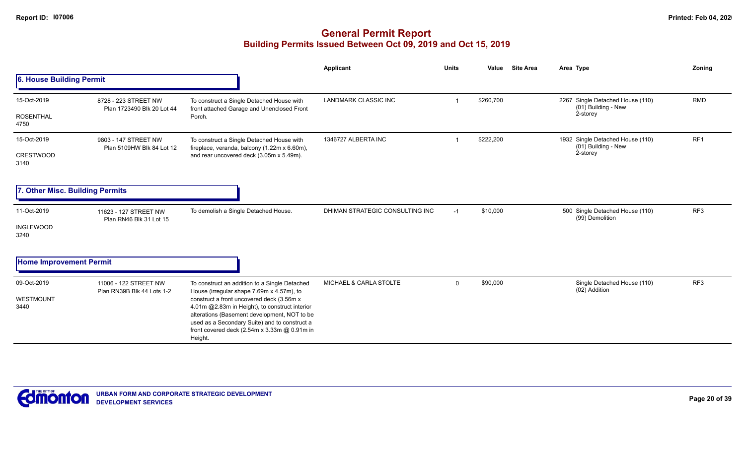Report ID: I07006

# General Permit Report
## Building Permits Issued Between Oct 09, 2019 and Oct 15, 2019

### 6. House Building Permit

| Date / Neighbourhood | Address / Legal | Description | Applicant | Units | Value | Site Area | Area | Type | Zoning |
|---|---|---|---|---|---|---|---|---|---|
| 15-Oct-2019 ROSENTHAL 4750 | 8728 - 223 STREET NW Plan 1723490 Blk 20 Lot 44 | To construct a Single Detached House with front attached Garage and Unenclosed Front Porch. | LANDMARK CLASSIC INC | 1 | $260,700 | | 2267 | Single Detached House (110) (01) Building - New 2-storey | RMD |
| 15-Oct-2019 CRESTWOOD 3140 | 9803 - 147 STREET NW Plan 5109HW Blk 84 Lot 12 | To construct a Single Detached House with fireplace, veranda, balcony (1.22m x 6.60m), and rear uncovered deck (3.05m x 5.49m). | 1346727 ALBERTA INC | 1 | $222,200 | | 1932 | Single Detached House (110) (01) Building - New 2-storey | RF1 |

### 7. Other Misc. Building Permits

| Date / Neighbourhood | Address / Legal | Description | Applicant | Units | Value | Site Area | Area | Type | Zoning |
|---|---|---|---|---|---|---|---|---|---|
| 11-Oct-2019 INGLEWOOD 3240 | 11623 - 127 STREET NW Plan RN46 Blk 31 Lot 15 | To demolish a Single Detached House. | DHIMAN STRATEGIC CONSULTING INC | -1 | $10,000 | | 500 | Single Detached House (110) (99) Demolition | RF3 |

### Home Improvement Permit

| Date / Neighbourhood | Address / Legal | Description | Applicant | Units | Value | Site Area | Area | Type | Zoning |
|---|---|---|---|---|---|---|---|---|---|
| 09-Oct-2019 WESTMOUNT 3440 | 11006 - 122 STREET NW Plan RN39B Blk 44 Lots 1-2 | To construct an addition to a Single Detached House (irregular shape 7.69m x 4.57m), to construct a front uncovered deck (3.56m x 4.01m @2.83m in Height), to construct interior alterations (Basement development, NOT to be used as a Secondary Suite) and to construct a front covered deck (2.54m x 3.33m @ 0.91m in Height. | MICHAEL & CARLA STOLTE | 0 | $90,000 | | | Single Detached House (110) (02) Addition | RF3 |

URBAN FORM AND CORPORATE STRATEGIC DEVELOPMENT
DEVELOPMENT SERVICES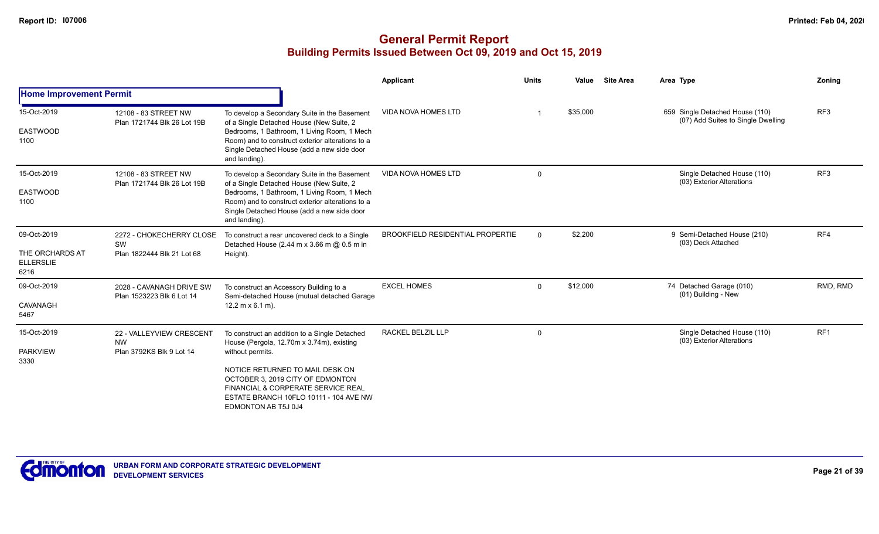# General Permit Report

## Building Permits Issued Between Oct 09, 2019 and Oct 15, 2019

### Home Improvement Permit

| Date / Neighbourhood | Address / Legal | Description | Applicant | Units | Value | Site Area | Area | Type | Zoning |
|---|---|---|---|---|---|---|---|---|---|
| 15-Oct-2019 EASTWOOD 1100 | 12108 - 83 STREET NW Plan 1721744 Blk 26 Lot 19B | To develop a Secondary Suite in the Basement of a Single Detached House (New Suite, 2 Bedrooms, 1 Bathroom, 1 Living Room, 1 Mech Room) and to construct exterior alterations to a Single Detached House (add a new side door and landing). | VIDA NOVA HOMES LTD | 1 | $35,000 | | 659 | Single Detached House (110) (07) Add Suites to Single Dwelling | RF3 |
| 15-Oct-2019 EASTWOOD 1100 | 12108 - 83 STREET NW Plan 1721744 Blk 26 Lot 19B | To develop a Secondary Suite in the Basement of a Single Detached House (New Suite, 2 Bedrooms, 1 Bathroom, 1 Living Room, 1 Mech Room) and to construct exterior alterations to a Single Detached House (add a new side door and landing). | VIDA NOVA HOMES LTD | 0 | | | | Single Detached House (110) (03) Exterior Alterations | RF3 |
| 09-Oct-2019 THE ORCHARDS AT ELLERSLIE 6216 | 2272 - CHOKECHERRY CLOSE SW Plan 1822444 Blk 21 Lot 68 | To construct a rear uncovered deck to a Single Detached House (2.44 m x 3.66 m @ 0.5 m in Height). | BROOKFIELD RESIDENTIAL PROPERTIE | 0 | $2,200 | | 9 | Semi-Detached House (210) (03) Deck Attached | RF4 |
| 09-Oct-2019 CAVANAGH 5467 | 2028 - CAVANAGH DRIVE SW Plan 1523223 Blk 6 Lot 14 | To construct an Accessory Building to a Semi-detached House (mutual detached Garage 12.2 m x 6.1 m). | EXCEL HOMES | 0 | $12,000 | | 74 | Detached Garage (010) (01) Building - New | RMD, RMD |
| 15-Oct-2019 PARKVIEW 3330 | 22 - VALLEYVIEW CRESCENT NW Plan 3792KS Blk 9 Lot 14 | To construct an addition to a Single Detached House (Pergola, 12.70m x 3.74m), existing without permits. NOTICE RETURNED TO MAIL DESK ON OCTOBER 3, 2019 CITY OF EDMONTON FINANCIAL & CORPERATE SERVICE REAL ESTATE BRANCH 10FLO 10111 - 104 AVE NW EDMONTON AB T5J 0J4 | RACKEL BELZIL LLP | 0 | | | | Single Detached House (110) (03) Exterior Alterations | RF1 |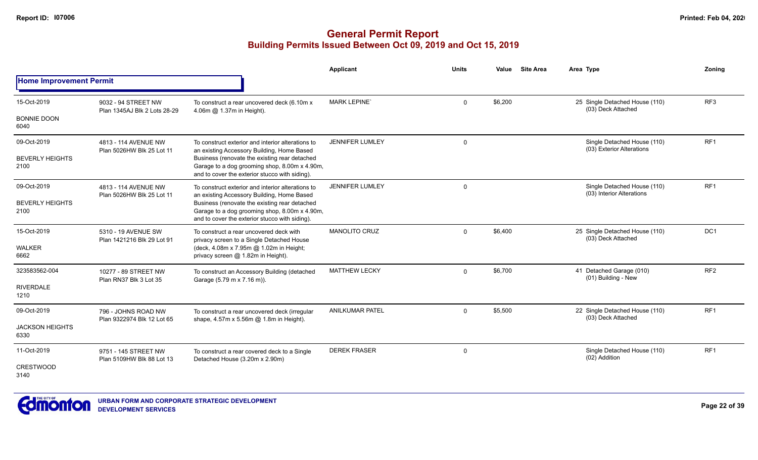# General Permit Report

## Building Permits Issued Between Oct 09, 2019 and Oct 15, 2019

| | | | Applicant | Units | Value | Site Area | Area | Type | Zoning |
|---|---|---|---|---|---|---|---|---|---|
| **Home Improvement Permit** | | | | | | | | | |
| 15-Oct-2019<br>BONNIE DOON<br>6040 | 9032 - 94 STREET NW<br>Plan 1345AJ Blk 2 Lots 28-29 | To construct a rear uncovered deck (6.10m x 4.06m @ 1.37m in Height). | MARK LEPINE` | 0 | $6,200 | | 25 | Single Detached House (110)<br>(03) Deck Attached | RF3 |
| 09-Oct-2019<br>BEVERLY HEIGHTS<br>2100 | 4813 - 114 AVENUE NW<br>Plan 5026HW Blk 25 Lot 11 | To construct exterior and interior alterations to an existing Accessory Building, Home Based Business (renovate the existing rear detached Garage to a dog grooming shop, 8.00m x 4.90m, and to cover the exterior stucco with siding). | JENNIFER LUMLEY | 0 | | | | Single Detached House (110)<br>(03) Exterior Alterations | RF1 |
| 09-Oct-2019<br>BEVERLY HEIGHTS<br>2100 | 4813 - 114 AVENUE NW<br>Plan 5026HW Blk 25 Lot 11 | To construct exterior and interior alterations to an existing Accessory Building, Home Based Business (renovate the existing rear detached Garage to a dog grooming shop, 8.00m x 4.90m, and to cover the exterior stucco with siding). | JENNIFER LUMLEY | 0 | | | | Single Detached House (110)<br>(03) Interior Alterations | RF1 |
| 15-Oct-2019<br>WALKER<br>6662 | 5310 - 19 AVENUE SW<br>Plan 1421216 Blk 29 Lot 91 | To construct a rear uncovered deck with privacy screen to a Single Detached House (deck, 4.08m x 7.95m @ 1.02m in Height; privacy screen @ 1.82m in Height). | MANOLITO CRUZ | 0 | $6,400 | | 25 | Single Detached House (110)<br>(03) Deck Attached | DC1 |
| 323583562-004<br>RIVERDALE<br>1210 | 10277 - 89 STREET NW<br>Plan RN37 Blk 3 Lot 35 | To construct an Accessory Building (detached Garage (5.79 m x 7.16 m)). | MATTHEW LECKY | 0 | $6,700 | | 41 | Detached Garage (010)<br>(01) Building - New | RF2 |
| 09-Oct-2019<br>JACKSON HEIGHTS<br>6330 | 796 - JOHNS ROAD NW<br>Plan 9322974 Blk 12 Lot 65 | To construct a rear uncovered deck (irregular shape, 4.57m x 5.56m @ 1.8m in Height). | ANILKUMAR PATEL | 0 | $5,500 | | 22 | Single Detached House (110)<br>(03) Deck Attached | RF1 |
| 11-Oct-2019<br>CRESTWOOD<br>3140 | 9751 - 145 STREET NW<br>Plan 5109HW Blk 88 Lot 13 | To construct a rear covered deck to a Single Detached House (3.20m x 2.90m) | DEREK FRASER | 0 | | | | Single Detached House (110)<br>(02) Addition | RF1 |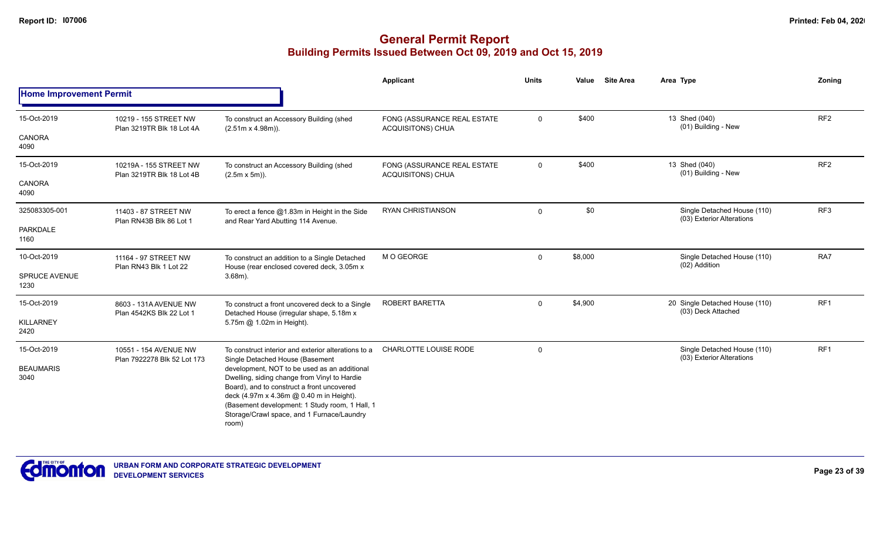# General Permit Report

## Building Permits Issued Between Oct 09, 2019 and Oct 15, 2019

### Home Improvement Permit

| | | | Applicant | Units | Value | Site Area | Area Type | Zoning |
|---|---|---|---|---|---|---|---|---|
| 15-Oct-2019<br>CANORA<br>4090 | 10219 - 155 STREET NW<br>Plan 3219TR Blk 18 Lot 4A | To construct an Accessory Building (shed (2.51m x 4.98m)). | FONG (ASSURANCE REAL ESTATE ACQUISITONS) CHUA | 0 | $400 | | 13 Shed (040)<br>(01) Building - New | RF2 |
| 15-Oct-2019<br>CANORA<br>4090 | 10219A - 155 STREET NW<br>Plan 3219TR Blk 18 Lot 4B | To construct an Accessory Building (shed (2.5m x 5m)). | FONG (ASSURANCE REAL ESTATE ACQUISITONS) CHUA | 0 | $400 | | 13 Shed (040)<br>(01) Building - New | RF2 |
| 325083305-001<br>PARKDALE<br>1160 | 11403 - 87 STREET NW<br>Plan RN43B Blk 86 Lot 1 | To erect a fence @1.83m in Height in the Side and Rear Yard Abutting 114 Avenue. | RYAN CHRISTIANSON | 0 | $0 | | Single Detached House (110)<br>(03) Exterior Alterations | RF3 |
| 10-Oct-2019<br>SPRUCE AVENUE<br>1230 | 11164 - 97 STREET NW<br>Plan RN43 Blk 1 Lot 22 | To construct an addition to a Single Detached House (rear enclosed covered deck, 3.05m x 3.68m). | M O GEORGE | 0 | $8,000 | | Single Detached House (110)<br>(02) Addition | RA7 |
| 15-Oct-2019<br>KILLARNEY<br>2420 | 8603 - 131A AVENUE NW<br>Plan 4542KS Blk 22 Lot 1 | To construct a front uncovered deck to a Single Detached House (irregular shape, 5.18m x 5.75m @ 1.02m in Height). | ROBERT BARETTA | 0 | $4,900 | | 20 Single Detached House (110)<br>(03) Deck Attached | RF1 |
| 15-Oct-2019<br>BEAUMARIS<br>3040 | 10551 - 154 AVENUE NW<br>Plan 7922278 Blk 52 Lot 173 | To construct interior and exterior alterations to a Single Detached House (Basement development, NOT to be used as an additional Dwelling, siding change from Vinyl to Hardie Board), and to construct a front uncovered deck (4.97m x 4.36m @ 0.40 m in Height). (Basement development: 1 Study room, 1 Hall, 1 Storage/Crawl space, and 1 Furnace/Laundry room) | CHARLOTTE LOUISE RODE | 0 | | | Single Detached House (110)<br>(03) Exterior Alterations | RF1 |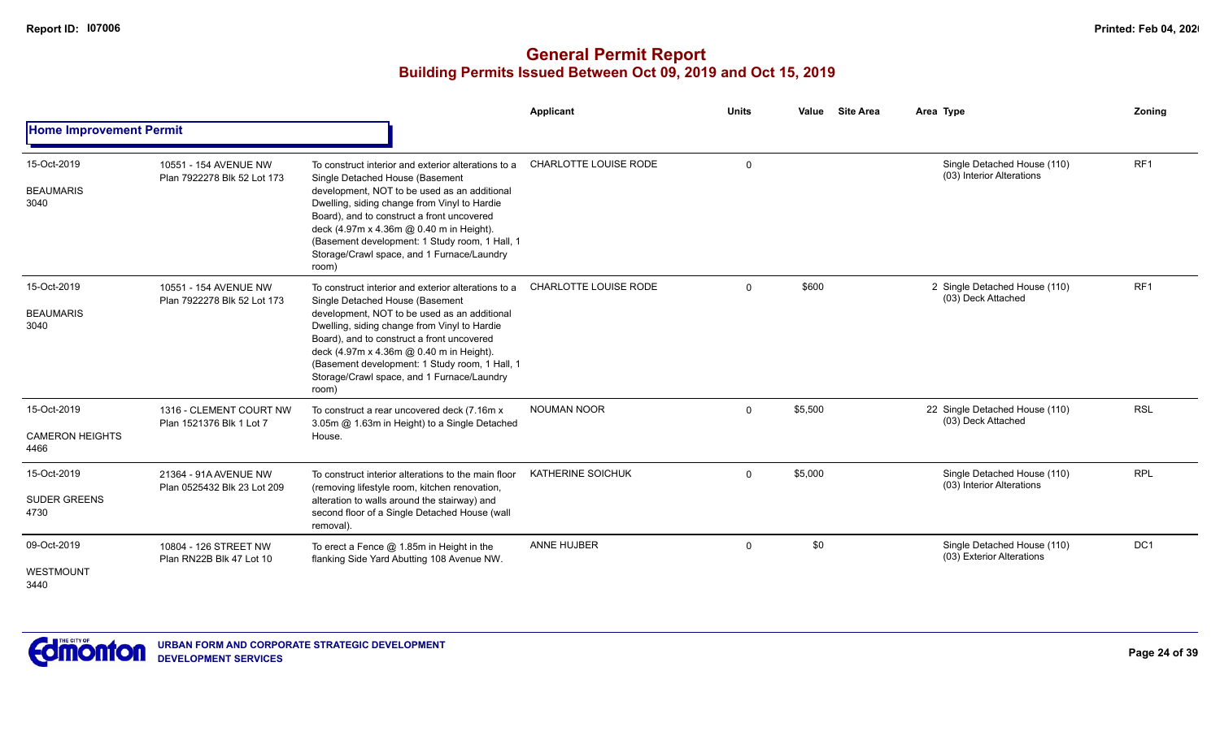# General Permit Report

## Building Permits Issued Between Oct 09, 2019 and Oct 15, 2019

### Home Improvement Permit

| Date / Neighbourhood | Address / Legal | Description | Applicant | Units | Value | Site Area | Area Type | Zoning |
|---|---|---|---|---|---|---|---|---|
| 15-Oct-2019<br>BEAUMARIS<br>3040 | 10551 - 154 AVENUE NW<br>Plan 7922278 Blk 52 Lot 173 | To construct interior and exterior alterations to a Single Detached House (Basement development, NOT to be used as an additional Dwelling, siding change from Vinyl to Hardie Board), and to construct a front uncovered deck (4.97m x 4.36m @ 0.40 m in Height). (Basement development: 1 Study room, 1 Hall, 1 Storage/Crawl space, and 1 Furnace/Laundry room) | CHARLOTTE LOUISE RODE | 0 | | | Single Detached House (110)<br>(03) Interior Alterations | RF1 |
| 15-Oct-2019<br>BEAUMARIS<br>3040 | 10551 - 154 AVENUE NW<br>Plan 7922278 Blk 52 Lot 173 | To construct interior and exterior alterations to a Single Detached House (Basement development, NOT to be used as an additional Dwelling, siding change from Vinyl to Hardie Board), and to construct a front uncovered deck (4.97m x 4.36m @ 0.40 m in Height). (Basement development: 1 Study room, 1 Hall, 1 Storage/Crawl space, and 1 Furnace/Laundry room) | CHARLOTTE LOUISE RODE | 0 | $600 | 2 | Single Detached House (110)<br>(03) Deck Attached | RF1 |
| 15-Oct-2019<br>CAMERON HEIGHTS<br>4466 | 1316 - CLEMENT COURT NW<br>Plan 1521376 Blk 1 Lot 7 | To construct a rear uncovered deck (7.16m x 3.05m @ 1.63m in Height) to a Single Detached House. | NOUMAN NOOR | 0 | $5,500 | 22 | Single Detached House (110)<br>(03) Deck Attached | RSL |
| 15-Oct-2019<br>SUDER GREENS<br>4730 | 21364 - 91A AVENUE NW<br>Plan 0525432 Blk 23 Lot 209 | To construct interior alterations to the main floor (removing lifestyle room, kitchen renovation, alteration to walls around the stairway) and second floor of a Single Detached House (wall removal). | KATHERINE SOICHUK | 0 | $5,000 | | Single Detached House (110)<br>(03) Interior Alterations | RPL |
| 09-Oct-2019<br>WESTMOUNT<br>3440 | 10804 - 126 STREET NW<br>Plan RN22B Blk 47 Lot 10 | To erect a Fence @ 1.85m in Height in the flanking Side Yard Abutting 108 Avenue NW. | ANNE HUJBER | 0 | $0 | | Single Detached House (110)<br>(03) Exterior Alterations | DC1 |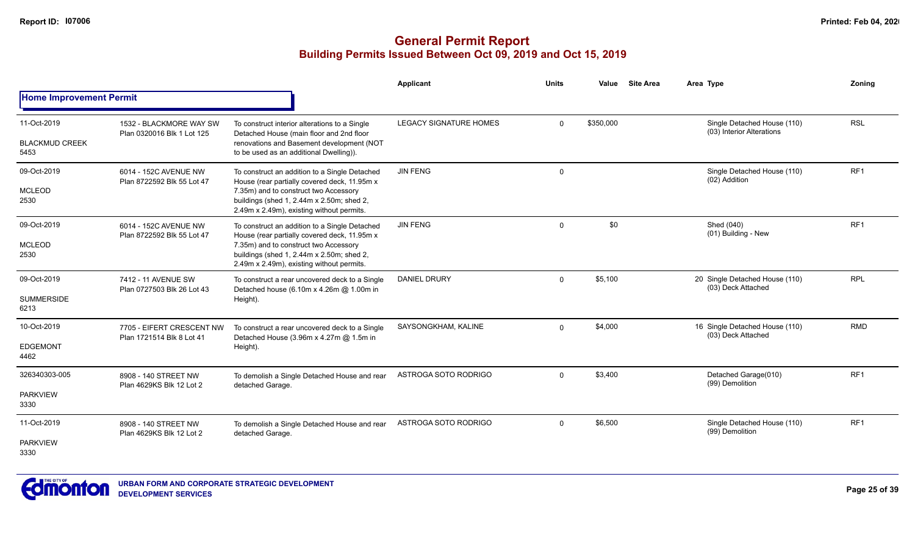# General Permit Report

## Building Permits Issued Between Oct 09, 2019 and Oct 15, 2019

| | | | Applicant | Units | Value | Site Area | Area Type | Zoning |
|---|---|---|---|---|---|---|---|---|
| **Home Improvement Permit** | | | | | | | | |
| 11-Oct-2019<br>BLACKMUD CREEK<br>5453 | 1532 - BLACKMORE WAY SW<br>Plan 0320016 Blk 1 Lot 125 | To construct interior alterations to a Single Detached House (main floor and 2nd floor renovations and Basement development (NOT to be used as an additional Dwelling)). | LEGACY SIGNATURE HOMES | 0 | $350,000 | | Single Detached House (110)<br>(03) Interior Alterations | RSL |
| 09-Oct-2019<br>MCLEOD<br>2530 | 6014 - 152C AVENUE NW<br>Plan 8722592 Blk 55 Lot 47 | To construct an addition to a Single Detached House (rear partially covered deck, 11.95m x 7.35m) and to construct two Accessory buildings (shed 1, 2.44m x 2.50m; shed 2, 2.49m x 2.49m), existing without permits. | JIN FENG | 0 | | | Single Detached House (110)<br>(02) Addition | RF1 |
| 09-Oct-2019<br>MCLEOD<br>2530 | 6014 - 152C AVENUE NW<br>Plan 8722592 Blk 55 Lot 47 | To construct an addition to a Single Detached House (rear partially covered deck, 11.95m x 7.35m) and to construct two Accessory buildings (shed 1, 2.44m x 2.50m; shed 2, 2.49m x 2.49m), existing without permits. | JIN FENG | 0 | $0 | | Shed (040)<br>(01) Building - New | RF1 |
| 09-Oct-2019<br>SUMMERSIDE<br>6213 | 7412 - 11 AVENUE SW<br>Plan 0727503 Blk 26 Lot 43 | To construct a rear uncovered deck to a Single Detached house (6.10m x 4.26m @ 1.00m in Height). | DANIEL DRURY | 0 | $5,100 | | 20 Single Detached House (110)<br>(03) Deck Attached | RPL |
| 10-Oct-2019<br>EDGEMONT<br>4462 | 7705 - EIFERT CRESCENT NW<br>Plan 1721514 Blk 8 Lot 41 | To construct a rear uncovered deck to a Single Detached House (3.96m x 4.27m @ 1.5m in Height). | SAYSONGKHAM, KALINE | 0 | $4,000 | | 16 Single Detached House (110)<br>(03) Deck Attached | RMD |
| 326340303-005<br>PARKVIEW<br>3330 | 8908 - 140 STREET NW<br>Plan 4629KS Blk 12 Lot 2 | To demolish a Single Detached House and rear detached Garage. | ASTROGA SOTO RODRIGO | 0 | $3,400 | | Detached Garage(010)<br>(99) Demolition | RF1 |
| 11-Oct-2019<br>PARKVIEW<br>3330 | 8908 - 140 STREET NW<br>Plan 4629KS Blk 12 Lot 2 | To demolish a Single Detached House and rear detached Garage. | ASTROGA SOTO RODRIGO | 0 | $6,500 | | Single Detached House (110)<br>(99) Demolition | RF1 |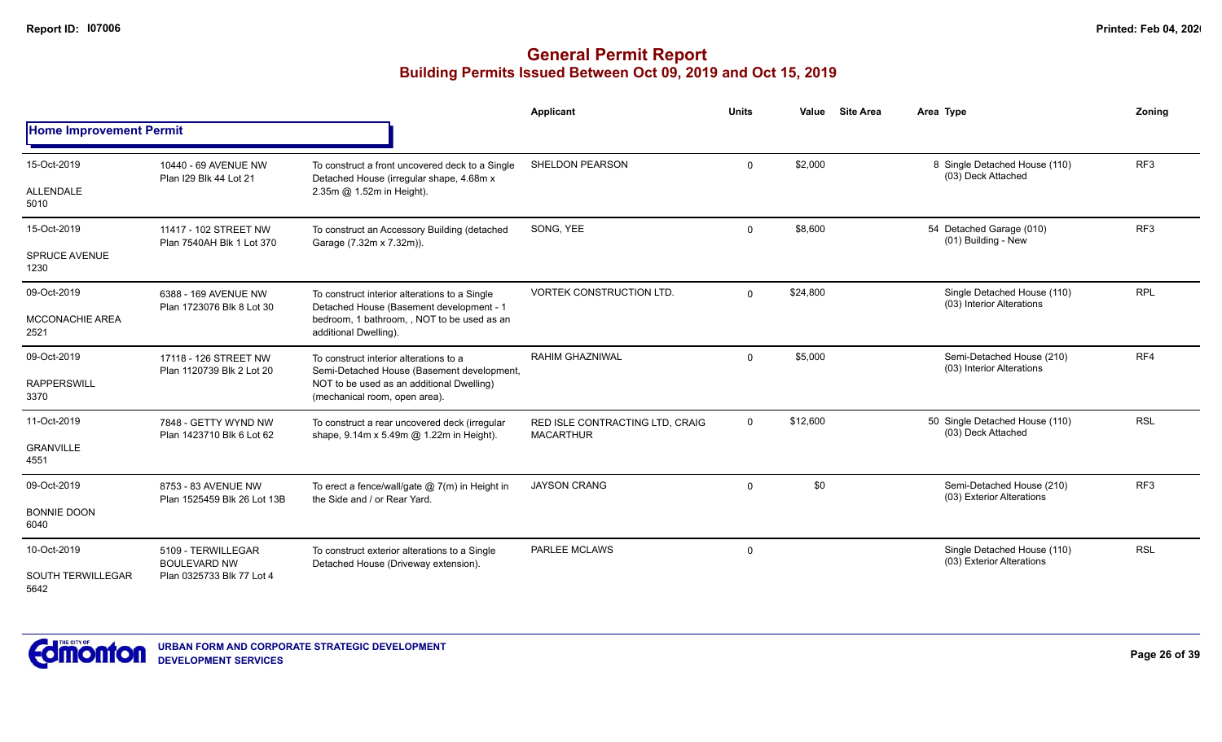# General Permit Report
## Building Permits Issued Between Oct 09, 2019 and Oct 15, 2019

| | | | Applicant | Units | Value | Site Area | Area Type | Zoning |
|---|---|---|---|---|---|---|---|---|
| **Home Improvement Permit** | | | | | | | | |
| 15-Oct-2019<br>ALLENDALE<br>5010 | 10440 - 69 AVENUE NW<br>Plan I29 Blk 44 Lot 21 | To construct a front uncovered deck to a Single Detached House (irregular shape, 4.68m x 2.35m @ 1.52m in Height). | SHELDON PEARSON | 0 | $2,000 | | 8 Single Detached House (110)<br>(03) Deck Attached | RF3 |
| 15-Oct-2019<br>SPRUCE AVENUE<br>1230 | 11417 - 102 STREET NW<br>Plan 7540AH Blk 1 Lot 370 | To construct an Accessory Building (detached Garage (7.32m x 7.32m)). | SONG, YEE | 0 | $8,600 | | 54 Detached Garage (010)<br>(01) Building - New | RF3 |
| 09-Oct-2019<br>MCCONACHIE AREA<br>2521 | 6388 - 169 AVENUE NW<br>Plan 1723076 Blk 8 Lot 30 | To construct interior alterations to a Single Detached House (Basement development - 1 bedroom, 1 bathroom, , NOT to be used as an additional Dwelling). | VORTEK CONSTRUCTION LTD. | 0 | $24,800 | | Single Detached House (110)<br>(03) Interior Alterations | RPL |
| 09-Oct-2019<br>RAPPERSWILL<br>3370 | 17118 - 126 STREET NW<br>Plan 1120739 Blk 2 Lot 20 | To construct interior alterations to a Semi-Detached House (Basement development, NOT to be used as an additional Dwelling) (mechanical room, open area). | RAHIM GHAZNIWAL | 0 | $5,000 | | Semi-Detached House (210)<br>(03) Interior Alterations | RF4 |
| 11-Oct-2019<br>GRANVILLE<br>4551 | 7848 - GETTY WYND NW<br>Plan 1423710 Blk 6 Lot 62 | To construct a rear uncovered deck (irregular shape, 9.14m x 5.49m @ 1.22m in Height). | RED ISLE CONTRACTING LTD, CRAIG MACARTHUR | 0 | $12,600 | | 50 Single Detached House (110)<br>(03) Deck Attached | RSL |
| 09-Oct-2019<br>BONNIE DOON<br>6040 | 8753 - 83 AVENUE NW<br>Plan 1525459 Blk 26 Lot 13B | To erect a fence/wall/gate @ 7(m) in Height in the Side and / or Rear Yard. | JAYSON CRANG | 0 | $0 | | Semi-Detached House (210)<br>(03) Exterior Alterations | RF3 |
| 10-Oct-2019<br>SOUTH TERWILLEGAR<br>5642 | 5109 - TERWILLEGAR BOULEVARD NW<br>Plan 0325733 Blk 77 Lot 4 | To construct exterior alterations to a Single Detached House (Driveway extension). | PARLEE MCLAWS | 0 | | | Single Detached House (110)<br>(03) Exterior Alterations | RSL |

URBAN FORM AND CORPORATE STRATEGIC DEVELOPMENT
DEVELOPMENT SERVICES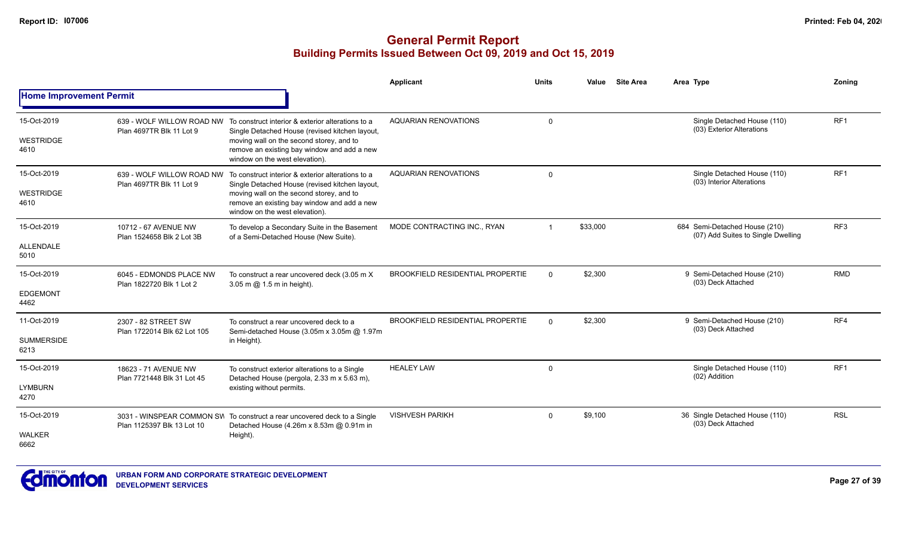# General Permit Report
## Building Permits Issued Between Oct 09, 2019 and Oct 15, 2019

### Home Improvement Permit

| Date / Neighbourhood | Address / Legal | Description | Applicant | Units | Value | Site Area | Area Type | Zoning |
|---|---|---|---|---|---|---|---|---|
| 15-Oct-2019 WESTRIDGE 4610 | 639 - WOLF WILLOW ROAD NW Plan 4697TR Blk 11 Lot 9 | To construct interior & exterior alterations to a Single Detached House (revised kitchen layout, moving wall on the second storey, and to remove an existing bay window and add a new window on the west elevation). | AQUARIAN RENOVATIONS | 0 | | | Single Detached House (110) (03) Exterior Alterations | RF1 |
| 15-Oct-2019 WESTRIDGE 4610 | 639 - WOLF WILLOW ROAD NW Plan 4697TR Blk 11 Lot 9 | To construct interior & exterior alterations to a Single Detached House (revised kitchen layout, moving wall on the second storey, and to remove an existing bay window and add a new window on the west elevation). | AQUARIAN RENOVATIONS | 0 | | | Single Detached House (110) (03) Interior Alterations | RF1 |
| 15-Oct-2019 ALLENDALE 5010 | 10712 - 67 AVENUE NW Plan 1524658 Blk 2 Lot 3B | To develop a Secondary Suite in the Basement of a Semi-Detached House (New Suite). | MODE CONTRACTING INC., RYAN | 1 | $33,000 | | 684 Semi-Detached House (210) (07) Add Suites to Single Dwelling | RF3 |
| 15-Oct-2019 EDGEMONT 4462 | 6045 - EDMONDS PLACE NW Plan 1822720 Blk 1 Lot 2 | To construct a rear uncovered deck (3.05 m X 3.05 m @ 1.5 m in height). | BROOKFIELD RESIDENTIAL PROPERTIE | 0 | $2,300 | | 9 Semi-Detached House (210) (03) Deck Attached | RMD |
| 11-Oct-2019 SUMMERSIDE 6213 | 2307 - 82 STREET SW Plan 1722014 Blk 62 Lot 105 | To construct a rear uncovered deck to a Semi-detached House (3.05m x 3.05m @ 1.97m in Height). | BROOKFIELD RESIDENTIAL PROPERTIE | 0 | $2,300 | | 9 Semi-Detached House (210) (03) Deck Attached | RF4 |
| 15-Oct-2019 LYMBURN 4270 | 18623 - 71 AVENUE NW Plan 7721448 Blk 31 Lot 45 | To construct exterior alterations to a Single Detached House (pergola, 2.33 m x 5.63 m), existing without permits. | HEALEY LAW | 0 | | | Single Detached House (110) (02) Addition | RF1 |
| 15-Oct-2019 WALKER 6662 | 3031 - WINSPEAR COMMON SW Plan 1125397 Blk 13 Lot 10 | To construct a rear uncovered deck to a Single Detached House (4.26m x 8.53m @ 0.91m in Height). | VISHVESH PARIKH | 0 | $9,100 | | 36 Single Detached House (110) (03) Deck Attached | RSL |

URBAN FORM AND CORPORATE STRATEGIC DEVELOPMENT
DEVELOPMENT SERVICES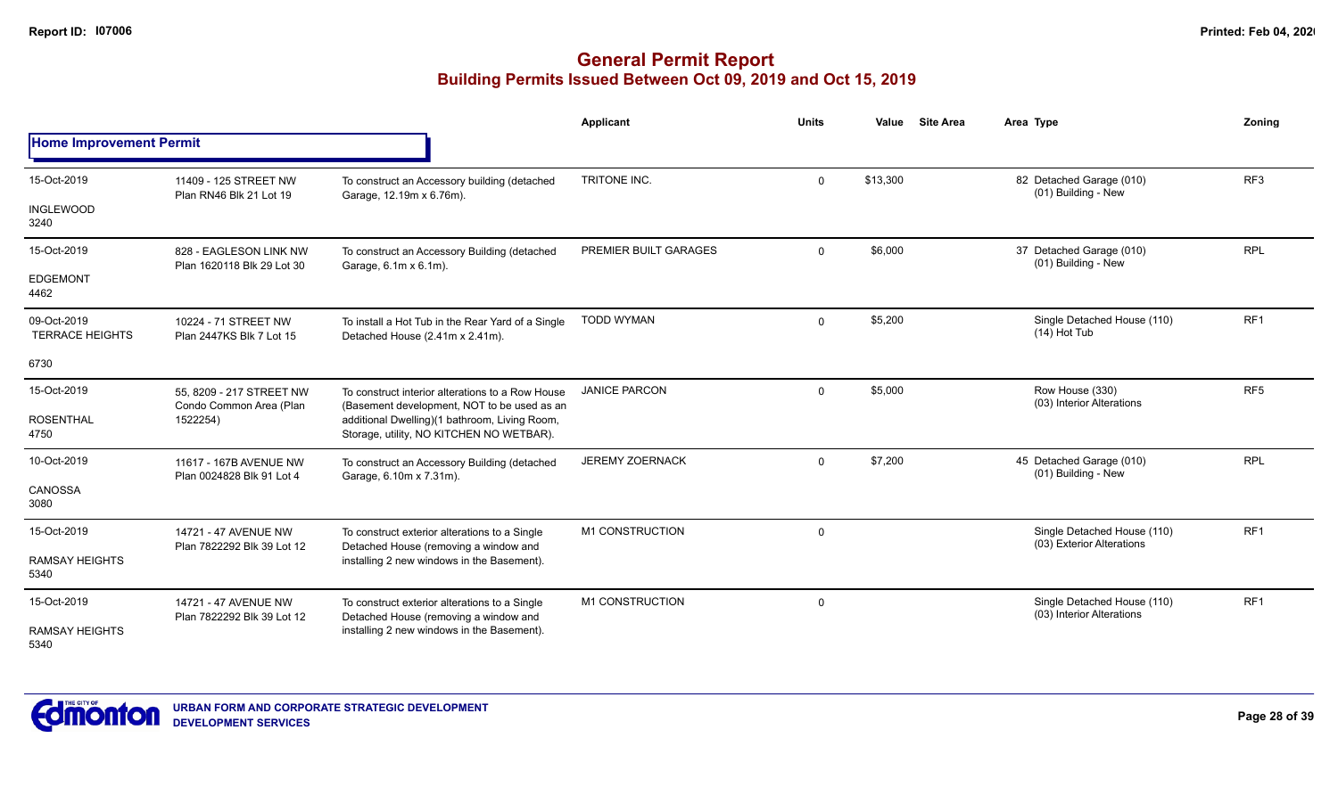# General Permit Report
## Building Permits Issued Between Oct 09, 2019 and Oct 15, 2019

**Home Improvement Permit**

| Date / Neighbourhood | Address / Legal | Description | Applicant | Units | Value | Site Area | Area Type | Zoning |
|---|---|---|---|---|---|---|---|---|
| 15-Oct-2019<br>INGLEWOOD<br>3240 | 11409 - 125 STREET NW<br>Plan RN46 Blk 21 Lot 19 | To construct an Accessory building (detached Garage, 12.19m x 6.76m). | TRITONE INC. | 0 | $13,300 | | 82 Detached Garage (010)<br>(01) Building - New | RF3 |
| 15-Oct-2019<br>EDGEMONT<br>4462 | 828 - EAGLESON LINK NW<br>Plan 1620118 Blk 29 Lot 30 | To construct an Accessory Building (detached Garage, 6.1m x 6.1m). | PREMIER BUILT GARAGES | 0 | $6,000 | | 37 Detached Garage (010)<br>(01) Building - New | RPL |
| 09-Oct-2019<br>TERRACE HEIGHTS<br>6730 | 10224 - 71 STREET NW<br>Plan 2447KS Blk 7 Lot 15 | To install a Hot Tub in the Rear Yard of a Single Detached House (2.41m x 2.41m). | TODD WYMAN | 0 | $5,200 | | Single Detached House (110)<br>(14) Hot Tub | RF1 |
| 15-Oct-2019<br>ROSENTHAL<br>4750 | 55, 8209 - 217 STREET NW<br>Condo Common Area (Plan 1522254) | To construct interior alterations to a Row House (Basement development, NOT to be used as an additional Dwelling)(1 bathroom, Living Room, Storage, utility, NO KITCHEN NO WETBAR). | JANICE PARCON | 0 | $5,000 | | Row House (330)<br>(03) Interior Alterations | RF5 |
| 10-Oct-2019<br>CANOSSA<br>3080 | 11617 - 167B AVENUE NW<br>Plan 0024828 Blk 91 Lot 4 | To construct an Accessory Building (detached Garage, 6.10m x 7.31m). | JEREMY ZOERNACK | 0 | $7,200 | | 45 Detached Garage (010)<br>(01) Building - New | RPL |
| 15-Oct-2019<br>RAMSAY HEIGHTS<br>5340 | 14721 - 47 AVENUE NW<br>Plan 7822292 Blk 39 Lot 12 | To construct exterior alterations to a Single Detached House (removing a window and installing 2 new windows in the Basement). | M1 CONSTRUCTION | 0 | | | Single Detached House (110)<br>(03) Exterior Alterations | RF1 |
| 15-Oct-2019<br>RAMSAY HEIGHTS<br>5340 | 14721 - 47 AVENUE NW<br>Plan 7822292 Blk 39 Lot 12 | To construct exterior alterations to a Single Detached House (removing a window and installing 2 new windows in the Basement). | M1 CONSTRUCTION | 0 | | | Single Detached House (110)<br>(03) Interior Alterations | RF1 |

URBAN FORM AND CORPORATE STRATEGIC DEVELOPMENT
DEVELOPMENT SERVICES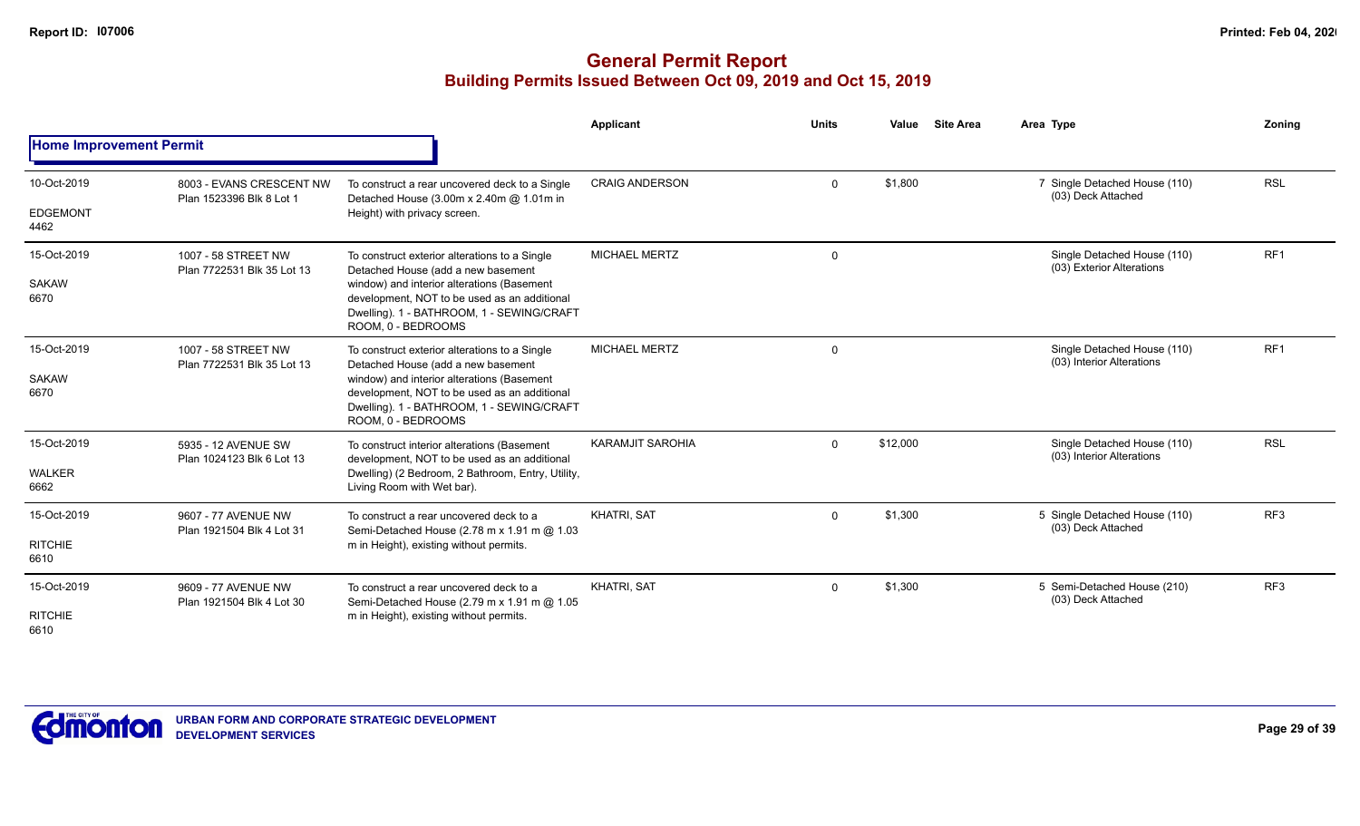# General Permit Report

## Building Permits Issued Between Oct 09, 2019 and Oct 15, 2019

### Home Improvement Permit

| Date / Neighbourhood | Address / Legal | Description | Applicant | Units | Value | Site Area | Area | Type | Zoning |
|---|---|---|---|---|---|---|---|---|---|
| 10-Oct-2019 EDGEMONT 4462 | 8003 - EVANS CRESCENT NW Plan 1523396 Blk 8 Lot 1 | To construct a rear uncovered deck to a Single Detached House (3.00m x 2.40m @ 1.01m in Height) with privacy screen. | CRAIG ANDERSON | 0 | $1,800 | | 7 | Single Detached House (110) (03) Deck Attached | RSL |
| 15-Oct-2019 SAKAW 6670 | 1007 - 58 STREET NW Plan 7722531 Blk 35 Lot 13 | To construct exterior alterations to a Single Detached House (add a new basement window) and interior alterations (Basement development, NOT to be used as an additional Dwelling). 1 - BATHROOM, 1 - SEWING/CRAFT ROOM, 0 - BEDROOMS | MICHAEL MERTZ | 0 | | | | Single Detached House (110) (03) Exterior Alterations | RF1 |
| 15-Oct-2019 SAKAW 6670 | 1007 - 58 STREET NW Plan 7722531 Blk 35 Lot 13 | To construct exterior alterations to a Single Detached House (add a new basement window) and interior alterations (Basement development, NOT to be used as an additional Dwelling). 1 - BATHROOM, 1 - SEWING/CRAFT ROOM, 0 - BEDROOMS | MICHAEL MERTZ | 0 | | | | Single Detached House (110) (03) Interior Alterations | RF1 |
| 15-Oct-2019 WALKER 6662 | 5935 - 12 AVENUE SW Plan 1024123 Blk 6 Lot 13 | To construct interior alterations (Basement development, NOT to be used as an additional Dwelling) (2 Bedroom, 2 Bathroom, Entry, Utility, Living Room with Wet bar). | KARAMJIT SAROHIA | 0 | $12,000 | | | Single Detached House (110) (03) Interior Alterations | RSL |
| 15-Oct-2019 RITCHIE 6610 | 9607 - 77 AVENUE NW Plan 1921504 Blk 4 Lot 31 | To construct a rear uncovered deck to a Semi-Detached House (2.78 m x 1.91 m @ 1.03 m in Height), existing without permits. | KHATRI, SAT | 0 | $1,300 | | 5 | Single Detached House (110) (03) Deck Attached | RF3 |
| 15-Oct-2019 RITCHIE 6610 | 9609 - 77 AVENUE NW Plan 1921504 Blk 4 Lot 30 | To construct a rear uncovered deck to a Semi-Detached House (2.79 m x 1.91 m @ 1.05 m in Height), existing without permits. | KHATRI, SAT | 0 | $1,300 | | 5 | Semi-Detached House (210) (03) Deck Attached | RF3 |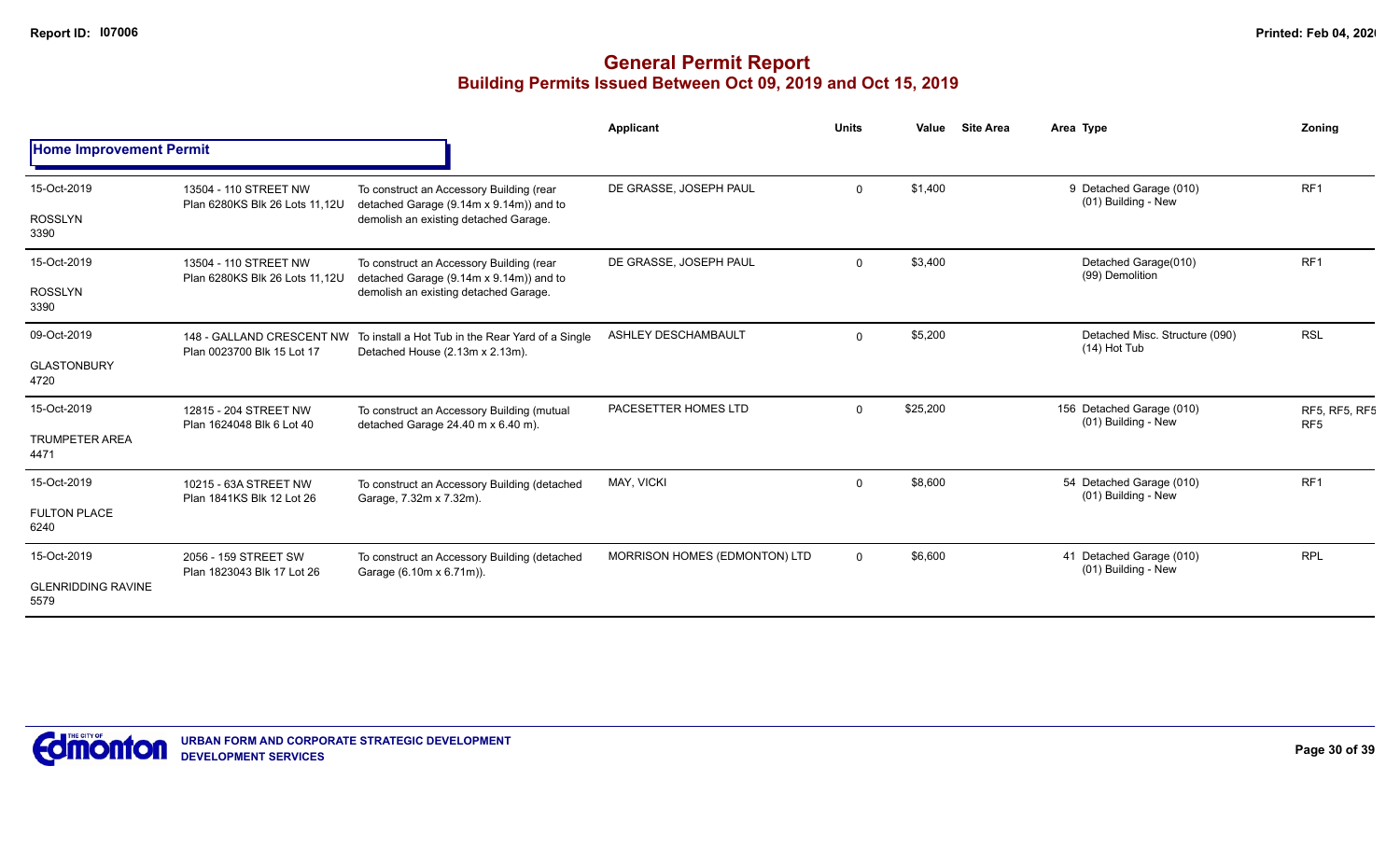# General Permit Report

## Building Permits Issued Between Oct 09, 2019 and Oct 15, 2019

| Date / Neighbourhood | Address / Legal | Description | Applicant | Units | Value | Site Area | Area Type | Zoning |
|---|---|---|---|---|---|---|---|---|
| **Home Improvement Permit** | | | | | | | | |
| 15-Oct-2019 ROSSLYN 3390 | 13504 - 110 STREET NW Plan 6280KS Blk 26 Lots 11,12U | To construct an Accessory Building (rear detached Garage (9.14m x 9.14m)) and to demolish an existing detached Garage. | DE GRASSE, JOSEPH PAUL | 0 | $1,400 | | 9 Detached Garage (010) (01) Building - New | RF1 |
| 15-Oct-2019 ROSSLYN 3390 | 13504 - 110 STREET NW Plan 6280KS Blk 26 Lots 11,12U | To construct an Accessory Building (rear detached Garage (9.14m x 9.14m)) and to demolish an existing detached Garage. | DE GRASSE, JOSEPH PAUL | 0 | $3,400 | | Detached Garage(010) (99) Demolition | RF1 |
| 09-Oct-2019 GLASTONBURY 4720 | 148 - GALLAND CRESCENT NW Plan 0023700 Blk 15 Lot 17 | To install a Hot Tub in the Rear Yard of a Single Detached House (2.13m x 2.13m). | ASHLEY DESCHAMBAULT | 0 | $5,200 | | Detached Misc. Structure (090) (14) Hot Tub | RSL |
| 15-Oct-2019 TRUMPETER AREA 4471 | 12815 - 204 STREET NW Plan 1624048 Blk 6 Lot 40 | To construct an Accessory Building (mutual detached Garage 24.40 m x 6.40 m). | PACESETTER HOMES LTD | 0 | $25,200 | | 156 Detached Garage (010) (01) Building - New | RF5, RF5, RF5 RF5 |
| 15-Oct-2019 FULTON PLACE 6240 | 10215 - 63A STREET NW Plan 1841KS Blk 12 Lot 26 | To construct an Accessory Building (detached Garage, 7.32m x 7.32m). | MAY, VICKI | 0 | $8,600 | | 54 Detached Garage (010) (01) Building - New | RF1 |
| 15-Oct-2019 GLENRIDDING RAVINE 5579 | 2056 - 159 STREET SW Plan 1823043 Blk 17 Lot 26 | To construct an Accessory Building (detached Garage (6.10m x 6.71m)). | MORRISON HOMES (EDMONTON) LTD | 0 | $6,600 | | 41 Detached Garage (010) (01) Building - New | RPL |

URBAN FORM AND CORPORATE STRATEGIC DEVELOPMENT
DEVELOPMENT SERVICES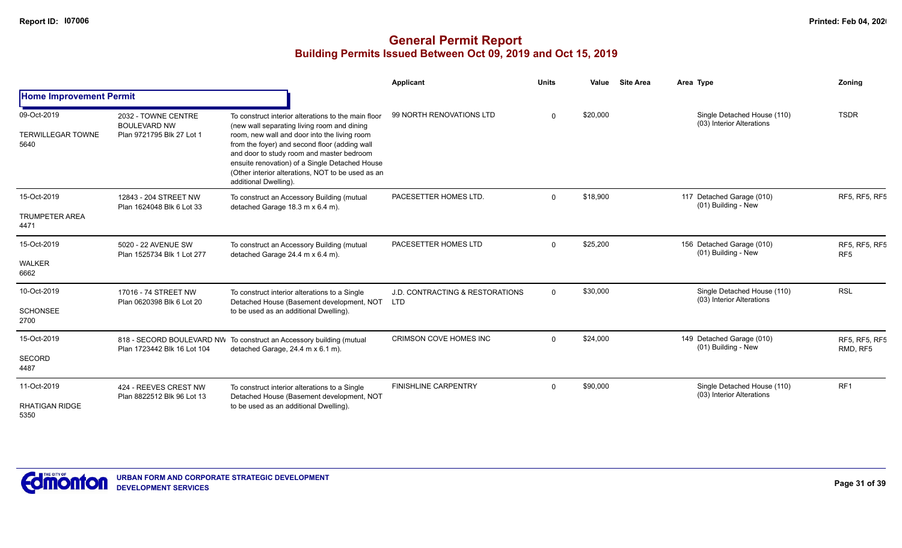# General Permit Report

## Building Permits Issued Between Oct 09, 2019 and Oct 15, 2019

### Home Improvement Permit

| Date / Neighbourhood | Address / Legal | Description | Applicant | Units | Value | Site Area | Area | Type | Zoning |
|---|---|---|---|---|---|---|---|---|---|
| 09-Oct-2019<br>TERWILLEGAR TOWNE<br>5640 | 2032 - TOWNE CENTRE BOULEVARD NW<br>Plan 9721795 Blk 27 Lot 1 | To construct interior alterations to the main floor (new wall separating living room and dining room, new wall and door into the living room from the foyer) and second floor (adding wall and door to study room and master bedroom ensuite renovation) of a Single Detached House (Other interior alterations, NOT to be used as an additional Dwelling). | 99 NORTH RENOVATIONS LTD | 0 | $20,000 | | | Single Detached House (110)<br>(03) Interior Alterations | TSDR |
| 15-Oct-2019<br>TRUMPETER AREA<br>4471 | 12843 - 204 STREET NW<br>Plan 1624048 Blk 6 Lot 33 | To construct an Accessory Building (mutual detached Garage 18.3 m x 6.4 m). | PACESETTER HOMES LTD. | 0 | $18,900 | | 117 | Detached Garage (010)<br>(01) Building - New | RF5, RF5, RF5 |
| 15-Oct-2019<br>WALKER<br>6662 | 5020 - 22 AVENUE SW<br>Plan 1525734 Blk 1 Lot 277 | To construct an Accessory Building (mutual detached Garage 24.4 m x 6.4 m). | PACESETTER HOMES LTD | 0 | $25,200 | | 156 | Detached Garage (010)<br>(01) Building - New | RF5, RF5, RF5 RF5 |
| 10-Oct-2019<br>SCHONSEE<br>2700 | 17016 - 74 STREET NW<br>Plan 0620398 Blk 6 Lot 20 | To construct interior alterations to a Single Detached House (Basement development, NOT to be used as an additional Dwelling). | J.D. CONTRACTING & RESTORATIONS LTD | 0 | $30,000 | | | Single Detached House (110)<br>(03) Interior Alterations | RSL |
| 15-Oct-2019<br>SECORD<br>4487 | 818 - SECORD BOULEVARD NW<br>Plan 1723442 Blk 16 Lot 104 | To construct an Accessory building (mutual detached Garage, 24.4 m x 6.1 m). | CRIMSON COVE HOMES INC | 0 | $24,000 | | 149 | Detached Garage (010)<br>(01) Building - New | RF5, RF5, RF5 RMD, RF5 |
| 11-Oct-2019<br>RHATIGAN RIDGE<br>5350 | 424 - REEVES CREST NW<br>Plan 8822512 Blk 96 Lot 13 | To construct interior alterations to a Single Detached House (Basement development, NOT to be used as an additional Dwelling). | FINISHLINE CARPENTRY | 0 | $90,000 | | | Single Detached House (110)<br>(03) Interior Alterations | RF1 |

**URBAN FORM AND CORPORATE STRATEGIC DEVELOPMENT**
**DEVELOPMENT SERVICES**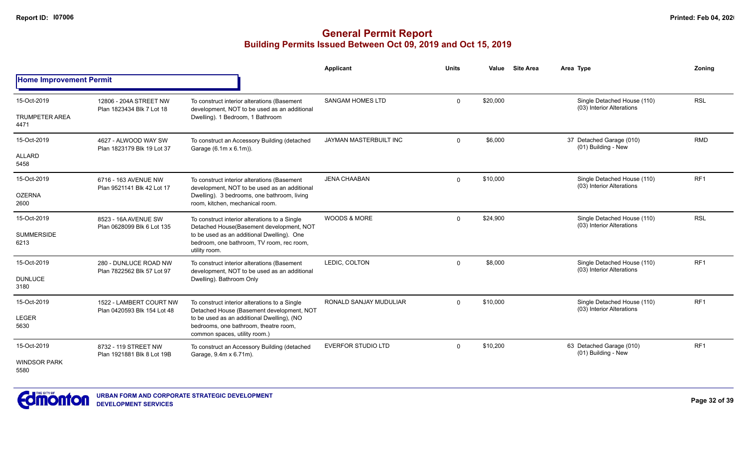# General Permit Report

## Building Permits Issued Between Oct 09, 2019 and Oct 15, 2019

### Home Improvement Permit

| Date / Neighbourhood | Address / Legal | Description | Applicant | Units | Value | Site Area | Area Type | Zoning |
|---|---|---|---|---|---|---|---|---|
| 15-Oct-2019 TRUMPETER AREA 4471 | 12806 - 204A STREET NW Plan 1823434 Blk 7 Lot 18 | To construct interior alterations (Basement development, NOT to be used as an additional Dwelling). 1 Bedroom, 1 Bathroom | SANGAM HOMES LTD | 0 | $20,000 | | Single Detached House (110) (03) Interior Alterations | RSL |
| 15-Oct-2019 ALLARD 5458 | 4627 - ALWOOD WAY SW Plan 1823179 Blk 19 Lot 37 | To construct an Accessory Building (detached Garage (6.1m x 6.1m)). | JAYMAN MASTERBUILT INC | 0 | $6,000 | | 37 Detached Garage (010) (01) Building - New | RMD |
| 15-Oct-2019 OZERNA 2600 | 6716 - 163 AVENUE NW Plan 9521141 Blk 42 Lot 17 | To construct interior alterations (Basement development, NOT to be used as an additional Dwelling). 3 bedrooms, one bathroom, living room, kitchen, mechanical room. | JENA CHAABAN | 0 | $10,000 | | Single Detached House (110) (03) Interior Alterations | RF1 |
| 15-Oct-2019 SUMMERSIDE 6213 | 8523 - 16A AVENUE SW Plan 0628099 Blk 6 Lot 135 | To construct interior alterations to a Single Detached House(Basement development, NOT to be used as an additional Dwelling). One bedroom, one bathroom, TV room, rec room, utility room. | WOODS & MORE | 0 | $24,900 | | Single Detached House (110) (03) Interior Alterations | RSL |
| 15-Oct-2019 DUNLUCE 3180 | 280 - DUNLUCE ROAD NW Plan 7822562 Blk 57 Lot 97 | To construct interior alterations (Basement development, NOT to be used as an additional Dwelling). Bathroom Only | LEDIC, COLTON | 0 | $8,000 | | Single Detached House (110) (03) Interior Alterations | RF1 |
| 15-Oct-2019 LEGER 5630 | 1522 - LAMBERT COURT NW Plan 0420593 Blk 154 Lot 48 | To construct interior alterations to a Single Detached House (Basement development, NOT to be used as an additional Dwelling), (NO bedrooms, one bathroom, theatre room, common spaces, utility room.) | RONALD SANJAY MUDULIAR | 0 | $10,000 | | Single Detached House (110) (03) Interior Alterations | RF1 |
| 15-Oct-2019 WINDSOR PARK 5580 | 8732 - 119 STREET NW Plan 1921881 Blk 8 Lot 19B | To construct an Accessory Building (detached Garage, 9.4m x 6.71m). | EVERFOR STUDIO LTD | 0 | $10,200 | | 63 Detached Garage (010) (01) Building - New | RF1 |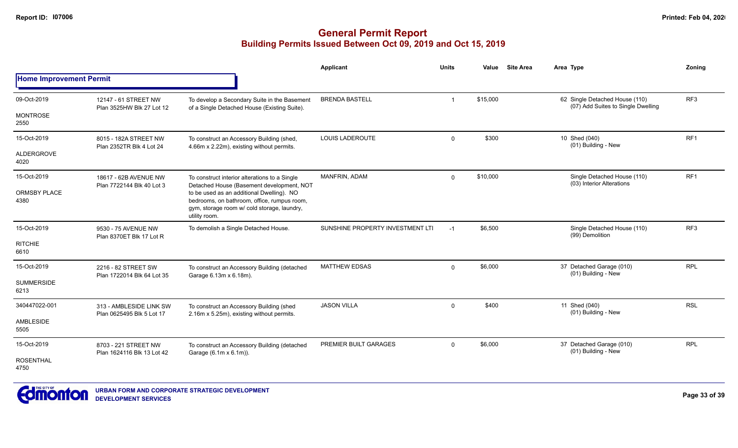# General Permit Report

## Building Permits Issued Between Oct 09, 2019 and Oct 15, 2019

### Home Improvement Permit

| Date / Neighbourhood | Address / Legal | Description | Applicant | Units | Value | Site Area | Area | Type | Zoning |
|---|---|---|---|---|---|---|---|---|---|
| 09-Oct-2019 MONTROSE 2550 | 12147 - 61 STREET NW Plan 3525HW Blk 27 Lot 12 | To develop a Secondary Suite in the Basement of a Single Detached House (Existing Suite). | BRENDA BASTELL | 1 | $15,000 | | 62 | Single Detached House (110) (07) Add Suites to Single Dwelling | RF3 |
| 15-Oct-2019 ALDERGROVE 4020 | 8015 - 182A STREET NW Plan 2352TR Blk 4 Lot 24 | To construct an Accessory Building (shed, 4.66m x 2.22m), existing without permits. | LOUIS LADEROUTE | 0 | $300 | | 10 | Shed (040) (01) Building - New | RF1 |
| 15-Oct-2019 ORMSBY PLACE 4380 | 18617 - 62B AVENUE NW Plan 7722144 Blk 40 Lot 3 | To construct interior alterations to a Single Detached House (Basement development, NOT to be used as an additional Dwelling). NO bedrooms, on bathroom, office, rumpus room, gym, storage room w/ cold storage, laundry, utility room. | MANFRIN, ADAM | 0 | $10,000 | | | Single Detached House (110) (03) Interior Alterations | RF1 |
| 15-Oct-2019 RITCHIE 6610 | 9530 - 75 AVENUE NW Plan 8370ET Blk 17 Lot R | To demolish a Single Detached House. | SUNSHINE PROPERTY INVESTMENT LTI | -1 | $6,500 | | | Single Detached House (110) (99) Demolition | RF3 |
| 15-Oct-2019 SUMMERSIDE 6213 | 2216 - 82 STREET SW Plan 1722014 Blk 64 Lot 35 | To construct an Accessory Building (detached Garage 6.13m x 6.18m). | MATTHEW EDSAS | 0 | $6,000 | | 37 | Detached Garage (010) (01) Building - New | RPL |
| 340447022-001 AMBLESIDE 5505 | 313 - AMBLESIDE LINK SW Plan 0625495 Blk 5 Lot 17 | To construct an Accessory Building (shed 2.16m x 5.25m), existing without permits. | JASON VILLA | 0 | $400 | | 11 | Shed (040) (01) Building - New | RSL |
| 15-Oct-2019 ROSENTHAL 4750 | 8703 - 221 STREET NW Plan 1624116 Blk 13 Lot 42 | To construct an Accessory Building (detached Garage (6.1m x 6.1m)). | PREMIER BUILT GARAGES | 0 | $6,000 | | 37 | Detached Garage (010) (01) Building - New | RPL |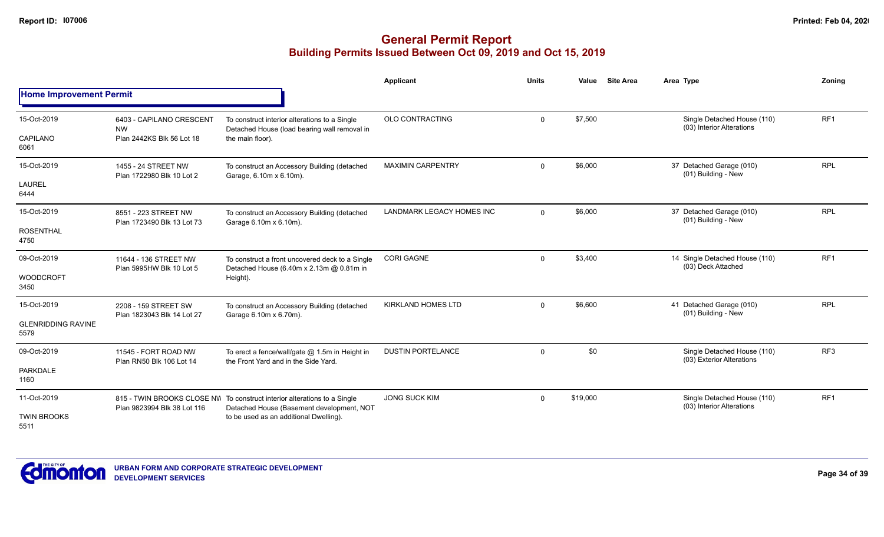# General Permit Report

## Building Permits Issued Between Oct 09, 2019 and Oct 15, 2019

| | | | Applicant | Units | Value | Site Area | Area | Type | Zoning |
|---|---|---|---|---|---|---|---|---|---|
| **Home Improvement Permit** | | | | | | | | | |
| 15-Oct-2019<br>CAPILANO<br>6061 | 6403 - CAPILANO CRESCENT NW<br>Plan 2442KS Blk 56 Lot 18 | To construct interior alterations to a Single Detached House (load bearing wall removal in the main floor). | OLO CONTRACTING | 0 | $7,500 | | | Single Detached House (110)<br>(03) Interior Alterations | RF1 |
| 15-Oct-2019<br>LAUREL<br>6444 | 1455 - 24 STREET NW<br>Plan 1722980 Blk 10 Lot 2 | To construct an Accessory Building (detached Garage, 6.10m x 6.10m). | MAXIMIN CARPENTRY | 0 | $6,000 | | 37 | Detached Garage (010)<br>(01) Building - New | RPL |
| 15-Oct-2019<br>ROSENTHAL<br>4750 | 8551 - 223 STREET NW<br>Plan 1723490 Blk 13 Lot 73 | To construct an Accessory Building (detached Garage 6.10m x 6.10m). | LANDMARK LEGACY HOMES INC | 0 | $6,000 | | 37 | Detached Garage (010)<br>(01) Building - New | RPL |
| 09-Oct-2019<br>WOODCROFT<br>3450 | 11644 - 136 STREET NW<br>Plan 5995HW Blk 10 Lot 5 | To construct a front uncovered deck to a Single Detached House (6.40m x 2.13m @ 0.81m in Height). | CORI GAGNE | 0 | $3,400 | | 14 | Single Detached House (110)<br>(03) Deck Attached | RF1 |
| 15-Oct-2019<br>GLENRIDDING RAVINE<br>5579 | 2208 - 159 STREET SW<br>Plan 1823043 Blk 14 Lot 27 | To construct an Accessory Building (detached Garage 6.10m x 6.70m). | KIRKLAND HOMES LTD | 0 | $6,600 | | 41 | Detached Garage (010)<br>(01) Building - New | RPL |
| 09-Oct-2019<br>PARKDALE<br>1160 | 11545 - FORT ROAD NW<br>Plan RN50 Blk 106 Lot 14 | To erect a fence/wall/gate @ 1.5m in Height in the Front Yard and in the Side Yard. | DUSTIN PORTELANCE | 0 | $0 | | | Single Detached House (110)<br>(03) Exterior Alterations | RF3 |
| 11-Oct-2019<br>TWIN BROOKS<br>5511 | 815 - TWIN BROOKS CLOSE NW<br>Plan 9823994 Blk 38 Lot 116 | To construct interior alterations to a Single Detached House (Basement development, NOT to be used as an additional Dwelling). | JONG SUCK KIM | 0 | $19,000 | | | Single Detached House (110)<br>(03) Interior Alterations | RF1 |

URBAN FORM AND CORPORATE STRATEGIC DEVELOPMENT
DEVELOPMENT SERVICES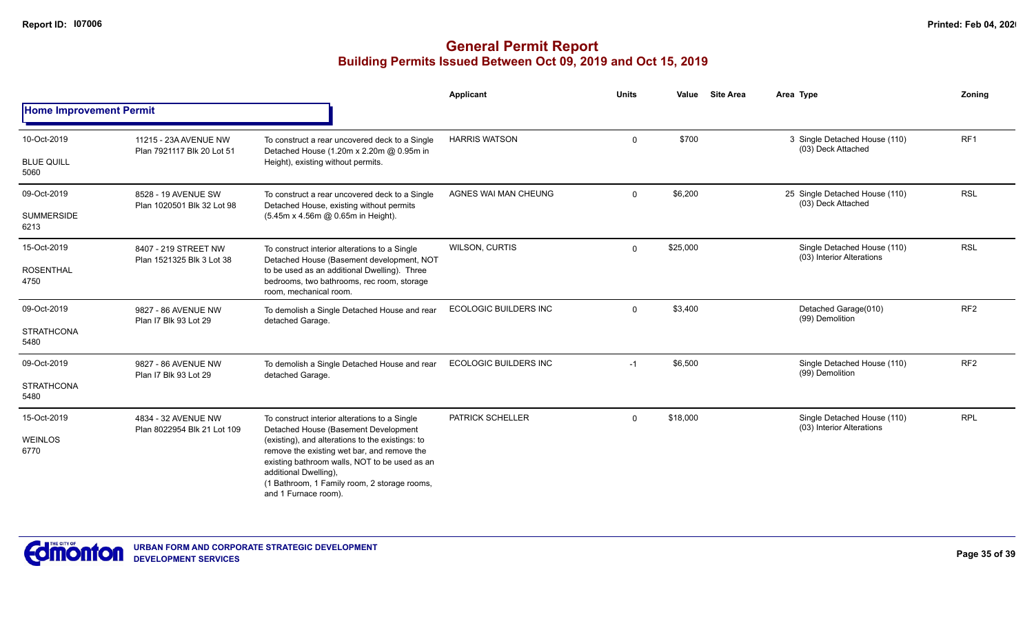# General Permit Report

## Building Permits Issued Between Oct 09, 2019 and Oct 15, 2019

### Home Improvement Permit

| Date / Neighbourhood | Address / Legal | Description | Applicant | Units | Value | Site Area | Area | Type | Zoning |
|---|---|---|---|---|---|---|---|---|---|
| 10-Oct-2019<br>BLUE QUILL<br>5060 | 11215 - 23A AVENUE NW<br>Plan 7921117 Blk 20 Lot 51 | To construct a rear uncovered deck to a Single Detached House (1.20m x 2.20m @ 0.95m in Height), existing without permits. | HARRIS WATSON | 0 | $700 | | 3 | Single Detached House (110)<br>(03) Deck Attached | RF1 |
| 09-Oct-2019<br>SUMMERSIDE<br>6213 | 8528 - 19 AVENUE SW<br>Plan 1020501 Blk 32 Lot 98 | To construct a rear uncovered deck to a Single Detached House, existing without permits (5.45m x 4.56m @ 0.65m in Height). | AGNES WAI MAN CHEUNG | 0 | $6,200 | | 25 | Single Detached House (110)<br>(03) Deck Attached | RSL |
| 15-Oct-2019<br>ROSENTHAL<br>4750 | 8407 - 219 STREET NW<br>Plan 1521325 Blk 3 Lot 38 | To construct interior alterations to a Single Detached House (Basement development, NOT to be used as an additional Dwelling). Three bedrooms, two bathrooms, rec room, storage room, mechanical room. | WILSON, CURTIS | 0 | $25,000 | | | Single Detached House (110)<br>(03) Interior Alterations | RSL |
| 09-Oct-2019<br>STRATHCONA<br>5480 | 9827 - 86 AVENUE NW<br>Plan I7 Blk 93 Lot 29 | To demolish a Single Detached House and rear detached Garage. | ECOLOGIC BUILDERS INC | 0 | $3,400 | | | Detached Garage(010)<br>(99) Demolition | RF2 |
| 09-Oct-2019<br>STRATHCONA<br>5480 | 9827 - 86 AVENUE NW<br>Plan I7 Blk 93 Lot 29 | To demolish a Single Detached House and rear detached Garage. | ECOLOGIC BUILDERS INC | -1 | $6,500 | | | Single Detached House (110)<br>(99) Demolition | RF2 |
| 15-Oct-2019<br>WEINLOS<br>6770 | 4834 - 32 AVENUE NW<br>Plan 8022954 Blk 21 Lot 109 | To construct interior alterations to a Single Detached House (Basement Development (existing), and alterations to the existings: to remove the existing wet bar, and remove the existing bathroom walls, NOT to be used as an additional Dwelling), (1 Bathroom, 1 Family room, 2 storage rooms, and 1 Furnace room). | PATRICK SCHELLER | 0 | $18,000 | | | Single Detached House (110)<br>(03) Interior Alterations | RPL |

URBAN FORM AND CORPORATE STRATEGIC DEVELOPMENT
DEVELOPMENT SERVICES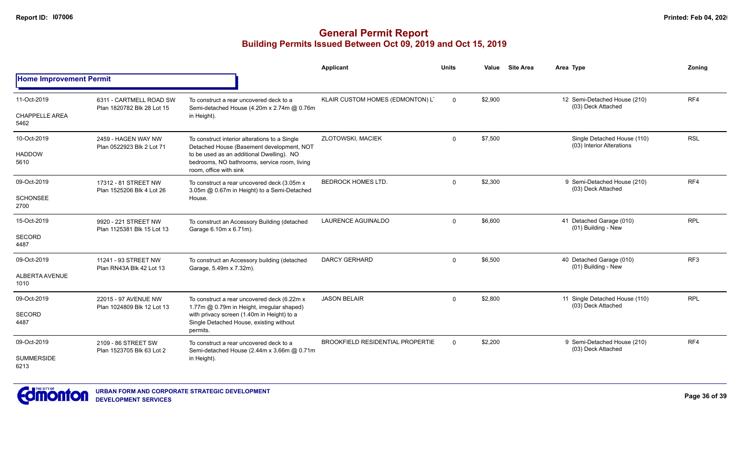# General Permit Report

## Building Permits Issued Between Oct 09, 2019 and Oct 15, 2019

### Home Improvement Permit

| Date / Area | Address / Legal | Description | Applicant | Units | Value | Site Area | Area | Type | Zoning |
|---|---|---|---|---|---|---|---|---|---|
| 11-Oct-2019<br>CHAPPELLE AREA<br>5462 | 6311 - CARTMELL ROAD SW<br>Plan 1820782 Blk 28 Lot 15 | To construct a rear uncovered deck to a Semi-detached House (4.20m x 2.74m @ 0.76m in Height). | KLAIR CUSTOM HOMES (EDMONTON) L' | 0 | $2,900 | | 12 | Semi-Detached House (210)<br>(03) Deck Attached | RF4 |
| 10-Oct-2019<br>HADDOW<br>5610 | 2459 - HAGEN WAY NW<br>Plan 0522923 Blk 2 Lot 71 | To construct interior alterations to a Single Detached House (Basement development, NOT to be used as an additional Dwelling). NO bedrooms, NO bathrooms, service room, living room, office with sink | ZLOTOWSKI, MACIEK | 0 | $7,500 | | | Single Detached House (110)<br>(03) Interior Alterations | RSL |
| 09-Oct-2019<br>SCHONSEE<br>2700 | 17312 - 81 STREET NW<br>Plan 1525206 Blk 4 Lot 26 | To construct a rear uncovered deck (3.05m x 3.05m @ 0.67m in Height) to a Semi-Detached House. | BEDROCK HOMES LTD. | 0 | $2,300 | | 9 | Semi-Detached House (210)<br>(03) Deck Attached | RF4 |
| 15-Oct-2019<br>SECORD<br>4487 | 9920 - 221 STREET NW<br>Plan 1125381 Blk 15 Lot 13 | To construct an Accessory Building (detached Garage 6.10m x 6.71m). | LAURENCE AGUINALDO | 0 | $6,600 | | 41 | Detached Garage (010)<br>(01) Building - New | RPL |
| 09-Oct-2019<br>ALBERTA AVENUE<br>1010 | 11241 - 93 STREET NW<br>Plan RN43A Blk 42 Lot 13 | To construct an Accessory building (detached Garage, 5.49m x 7.32m). | DARCY GERHARD | 0 | $6,500 | | 40 | Detached Garage (010)<br>(01) Building - New | RF3 |
| 09-Oct-2019<br>SECORD<br>4487 | 22015 - 97 AVENUE NW<br>Plan 1024809 Blk 12 Lot 13 | To construct a rear uncovered deck (6.22m x 1.77m @ 0.79m in Height, irregular shaped) with privacy screen (1.40m in Height) to a Single Detached House, existing without permits. | JASON BELAIR | 0 | $2,800 | | 11 | Single Detached House (110)<br>(03) Deck Attached | RPL |
| 09-Oct-2019<br>SUMMERSIDE<br>6213 | 2109 - 86 STREET SW<br>Plan 1523705 Blk 63 Lot 2 | To construct a rear uncovered deck to a Semi-detached House (2.44m x 3.66m @ 0.71m in Height). | BROOKFIELD RESIDENTIAL PROPERTIE | 0 | $2,200 | | 9 | Semi-Detached House (210)<br>(03) Deck Attached | RF4 |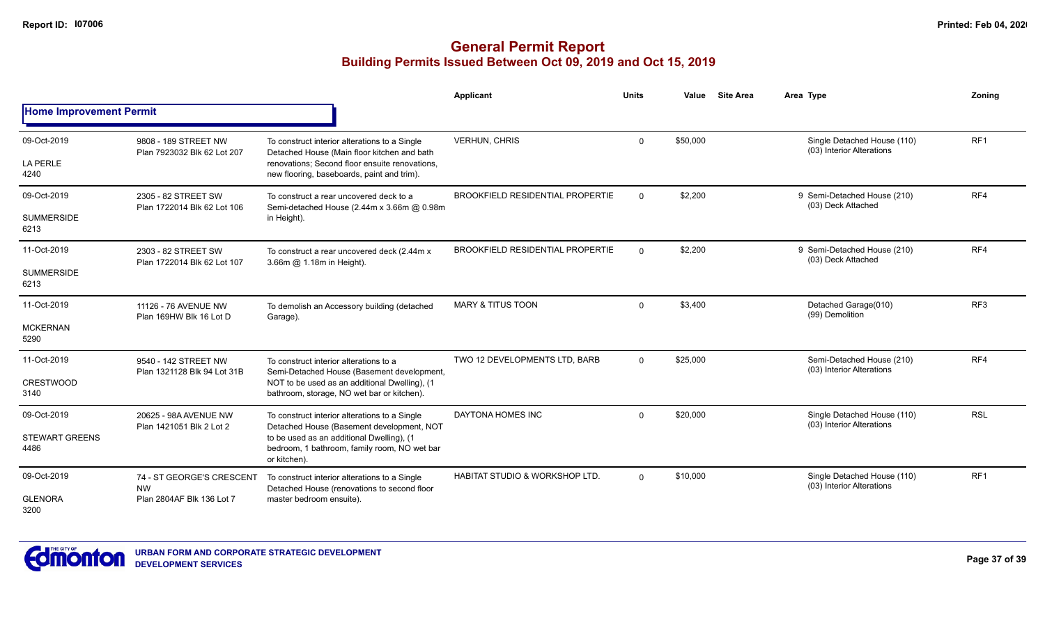# General Permit Report
## Building Permits Issued Between Oct 09, 2019 and Oct 15, 2019

### Home Improvement Permit

| Date / Neighbourhood | Address / Legal | Description | Applicant | Units | Value | Site Area | Area Type | Zoning |
|---|---|---|---|---|---|---|---|---|
| 09-Oct-2019 LA PERLE 4240 | 9808 - 189 STREET NW Plan 7923032 Blk 62 Lot 207 | To construct interior alterations to a Single Detached House (Main floor kitchen and bath renovations; Second floor ensuite renovations, new flooring, baseboards, paint and trim). | VERHUN, CHRIS | 0 | $50,000 | | Single Detached House (110) (03) Interior Alterations | RF1 |
| 09-Oct-2019 SUMMERSIDE 6213 | 2305 - 82 STREET SW Plan 1722014 Blk 62 Lot 106 | To construct a rear uncovered deck to a Semi-detached House (2.44m x 3.66m @ 0.98m in Height). | BROOKFIELD RESIDENTIAL PROPERTIE | 0 | $2,200 | | 9 Semi-Detached House (210) (03) Deck Attached | RF4 |
| 11-Oct-2019 SUMMERSIDE 6213 | 2303 - 82 STREET SW Plan 1722014 Blk 62 Lot 107 | To construct a rear uncovered deck (2.44m x 3.66m @ 1.18m in Height). | BROOKFIELD RESIDENTIAL PROPERTIE | 0 | $2,200 | | 9 Semi-Detached House (210) (03) Deck Attached | RF4 |
| 11-Oct-2019 MCKERNAN 5290 | 11126 - 76 AVENUE NW Plan 169HW Blk 16 Lot D | To demolish an Accessory building (detached Garage). | MARY & TITUS TOON | 0 | $3,400 | | Detached Garage(010) (99) Demolition | RF3 |
| 11-Oct-2019 CRESTWOOD 3140 | 9540 - 142 STREET NW Plan 1321128 Blk 94 Lot 31B | To construct interior alterations to a Semi-Detached House (Basement development, NOT to be used as an additional Dwelling), (1 bathroom, storage, NO wet bar or kitchen). | TWO 12 DEVELOPMENTS LTD, BARB | 0 | $25,000 | | Semi-Detached House (210) (03) Interior Alterations | RF4 |
| 09-Oct-2019 STEWART GREENS 4486 | 20625 - 98A AVENUE NW Plan 1421051 Blk 2 Lot 2 | To construct interior alterations to a Single Detached House (Basement development, NOT to be used as an additional Dwelling), (1 bedroom, 1 bathroom, family room, NO wet bar or kitchen). | DAYTONA HOMES INC | 0 | $20,000 | | Single Detached House (110) (03) Interior Alterations | RSL |
| 09-Oct-2019 GLENORA 3200 | 74 - ST GEORGE'S CRESCENT NW Plan 2804AF Blk 136 Lot 7 | To construct interior alterations to a Single Detached House (renovations to second floor master bedroom ensuite). | HABITAT STUDIO & WORKSHOP LTD. | 0 | $10,000 | | Single Detached House (110) (03) Interior Alterations | RF1 |

URBAN FORM AND CORPORATE STRATEGIC DEVELOPMENT
DEVELOPMENT SERVICES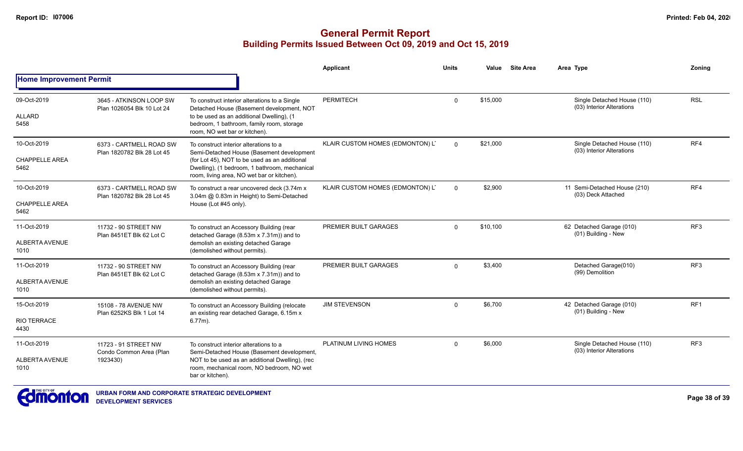# General Permit Report

## Building Permits Issued Between Oct 09, 2019 and Oct 15, 2019

### Home Improvement Permit

| Date / Neighbourhood | Address | Description | Applicant | Units | Value | Site Area | Area Type | Zoning |
|---|---|---|---|---|---|---|---|---|
| 09-Oct-2019<br>ALLARD<br>5458 | 3645 - ATKINSON LOOP SW<br>Plan 1026054 Blk 10 Lot 24 | To construct interior alterations to a Single Detached House (Basement development, NOT to be used as an additional Dwelling), (1 bedroom, 1 bathroom, family room, storage room, NO wet bar or kitchen). | PERMITECH | 0 | $15,000 | | Single Detached House (110)<br>(03) Interior Alterations | RSL |
| 10-Oct-2019<br>CHAPPELLE AREA<br>5462 | 6373 - CARTMELL ROAD SW<br>Plan 1820782 Blk 28 Lot 45 | To construct interior alterations to a Semi-Detached House (Basement development (for Lot 45), NOT to be used as an additional Dwelling), (1 bedroom, 1 bathroom, mechanical room, living area, NO wet bar or kitchen). | KLAIR CUSTOM HOMES (EDMONTON) L' | 0 | $21,000 | | Single Detached House (110)<br>(03) Interior Alterations | RF4 |
| 10-Oct-2019<br>CHAPPELLE AREA<br>5462 | 6373 - CARTMELL ROAD SW<br>Plan 1820782 Blk 28 Lot 45 | To construct a rear uncovered deck (3.74m x 3.04m @ 0.83m in Height) to Semi-Detached House (Lot #45 only). | KLAIR CUSTOM HOMES (EDMONTON) L' | 0 | $2,900 | | 11 Semi-Detached House (210)<br>(03) Deck Attached | RF4 |
| 11-Oct-2019<br>ALBERTA AVENUE<br>1010 | 11732 - 90 STREET NW<br>Plan 8451ET Blk 62 Lot C | To construct an Accessory Building (rear detached Garage (8.53m x 7.31m)) and to demolish an existing detached Garage (demolished without permits). | PREMIER BUILT GARAGES | 0 | $10,100 | | 62 Detached Garage (010)<br>(01) Building - New | RF3 |
| 11-Oct-2019<br>ALBERTA AVENUE<br>1010 | 11732 - 90 STREET NW<br>Plan 8451ET Blk 62 Lot C | To construct an Accessory Building (rear detached Garage (8.53m x 7.31m)) and to demolish an existing detached Garage (demolished without permits). | PREMIER BUILT GARAGES | 0 | $3,400 | | Detached Garage(010)<br>(99) Demolition | RF3 |
| 15-Oct-2019<br>RIO TERRACE<br>4430 | 15108 - 78 AVENUE NW<br>Plan 6252KS Blk 1 Lot 14 | To construct an Accessory Building (relocate an existing rear detached Garage, 6.15m x 6.77m). | JIM STEVENSON | 0 | $6,700 | | 42 Detached Garage (010)<br>(01) Building - New | RF1 |
| 11-Oct-2019<br>ALBERTA AVENUE<br>1010 | 11723 - 91 STREET NW<br>Condo Common Area (Plan 1923430) | To construct interior alterations to a Semi-Detached House (Basement development, NOT to be used as an additional Dwelling), (rec room, mechanical room, NO bedroom, NO wet bar or kitchen). | PLATINUM LIVING HOMES | 0 | $6,000 | | Single Detached House (110)<br>(03) Interior Alterations | RF3 |

URBAN FORM AND CORPORATE STRATEGIC DEVELOPMENT
DEVELOPMENT SERVICES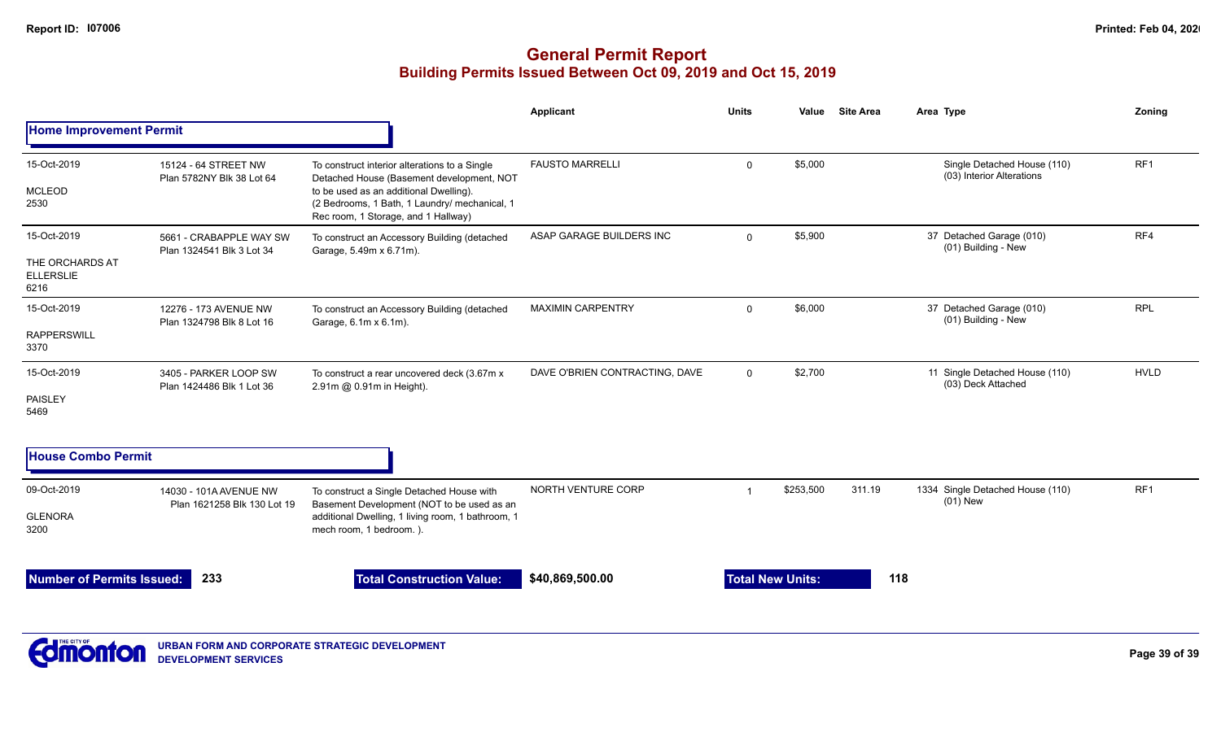# General Permit Report

## Building Permits Issued Between Oct 09, 2019 and Oct 15, 2019

### Home Improvement Permit

| Date / Neighbourhood | Address / Legal | Description | Applicant | Units | Value | Site Area | Area | Type | Zoning |
|---|---|---|---|---|---|---|---|---|---|
| 15-Oct-2019 MCLEOD 2530 | 15124 - 64 STREET NW Plan 5782NY Blk 38 Lot 64 | To construct interior alterations to a Single Detached House (Basement development, NOT to be used as an additional Dwelling). (2 Bedrooms, 1 Bath, 1 Laundry/ mechanical, 1 Rec room, 1 Storage, and 1 Hallway) | FAUSTO MARRELLI | 0 | $5,000 | | | Single Detached House (110) (03) Interior Alterations | RF1 |
| 15-Oct-2019 THE ORCHARDS AT ELLERSLIE 6216 | 5661 - CRABAPPLE WAY SW Plan 1324541 Blk 3 Lot 34 | To construct an Accessory Building (detached Garage, 5.49m x 6.71m). | ASAP GARAGE BUILDERS INC | 0 | $5,900 | | 37 | Detached Garage (010) (01) Building - New | RF4 |
| 15-Oct-2019 RAPPERSWILL 3370 | 12276 - 173 AVENUE NW Plan 1324798 Blk 8 Lot 16 | To construct an Accessory Building (detached Garage, 6.1m x 6.1m). | MAXIMIN CARPENTRY | 0 | $6,000 | | 37 | Detached Garage (010) (01) Building - New | RPL |
| 15-Oct-2019 PAISLEY 5469 | 3405 - PARKER LOOP SW Plan 1424486 Blk 1 Lot 36 | To construct a rear uncovered deck (3.67m x 2.91m @ 0.91m in Height). | DAVE O'BRIEN CONTRACTING, DAVE | 0 | $2,700 | | 11 | Single Detached House (110) (03) Deck Attached | HVLD |

### House Combo Permit

| Date / Neighbourhood | Address / Legal | Description | Applicant | Units | Value | Site Area | Area | Type | Zoning |
|---|---|---|---|---|---|---|---|---|---|
| 09-Oct-2019 GLENORA 3200 | 14030 - 101A AVENUE NW Plan 1621258 Blk 130 Lot 19 | To construct a Single Detached House with Basement Development (NOT to be used as an additional Dwelling, 1 living room, 1 bathroom, 1 mech room, 1 bedroom. ). | NORTH VENTURE CORP | 1 | $253,500 | 311.19 | 1334 | Single Detached House (110) (01) New | RF1 |

**Number of Permits Issued:** 233 **Total Construction Value:** $40,869,500.00 **Total New Units:** 118

URBAN FORM AND CORPORATE STRATEGIC DEVELOPMENT
DEVELOPMENT SERVICES